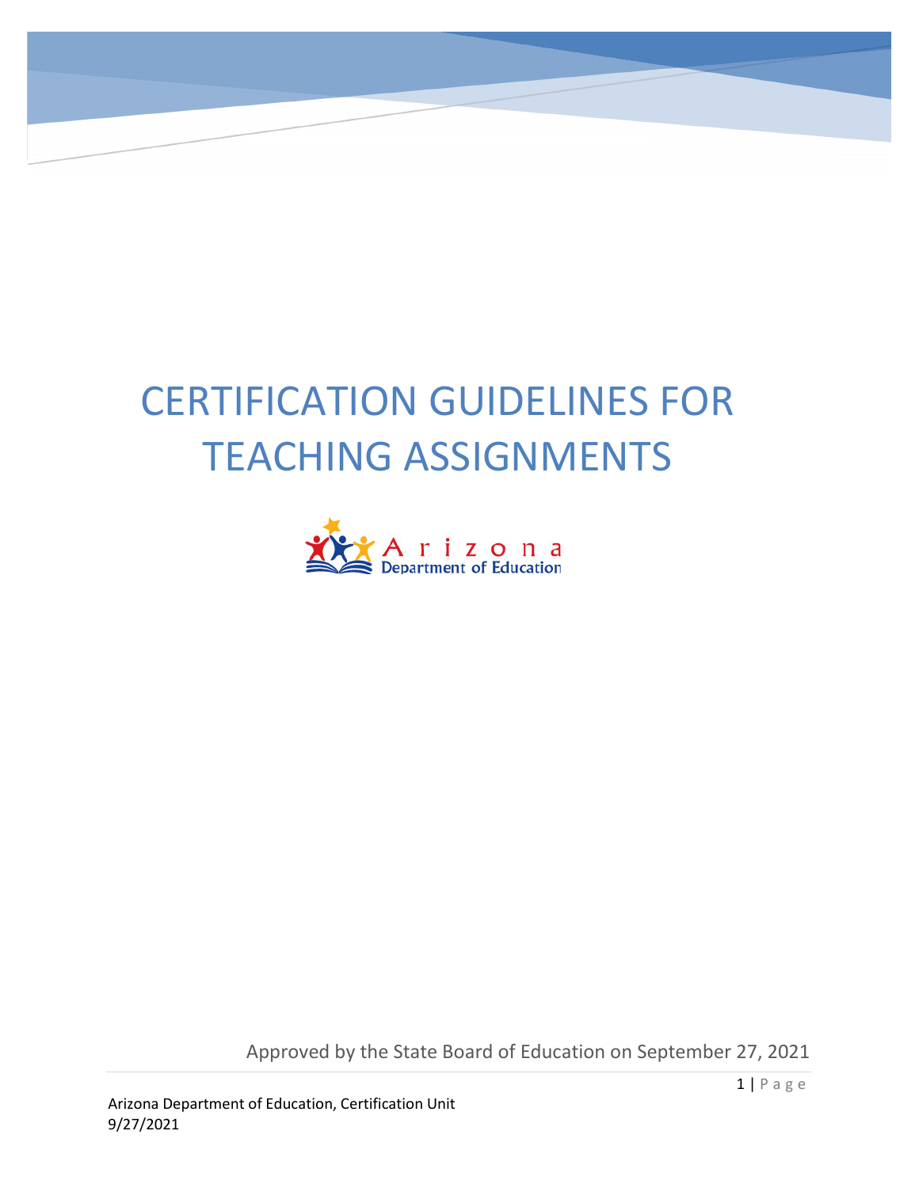# CERTIFICATION GUIDELINES FOR TEACHING ASSIGNMENTS

Arizona Department of Education

Approved by the State Board of Education on September 27, 2021

Arizona Department of Education, Certification Unit
9/27/2021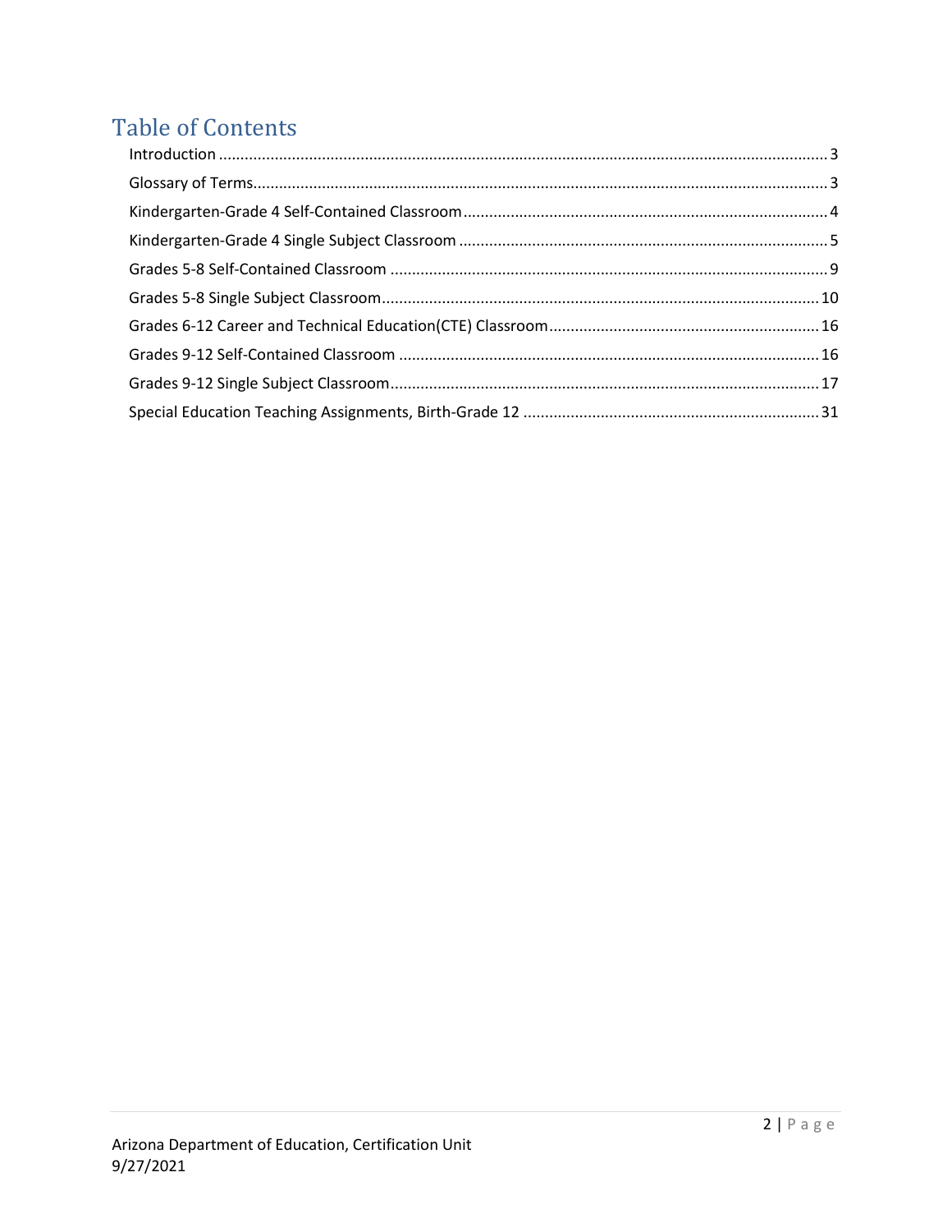# Table of Contents

Introduction ........ 3

Glossary of Terms ........ 3

Kindergarten-Grade 4 Self-Contained Classroom ........ 4

Kindergarten-Grade 4 Single Subject Classroom ........ 5

Grades 5-8 Self-Contained Classroom ........ 9

Grades 5-8 Single Subject Classroom ........ 10

Grades 6-12 Career and Technical Education(CTE) Classroom ........ 16

Grades 9-12 Self-Contained Classroom ........ 16

Grades 9-12 Single Subject Classroom ........ 17

Special Education Teaching Assignments, Birth-Grade 12 ........ 31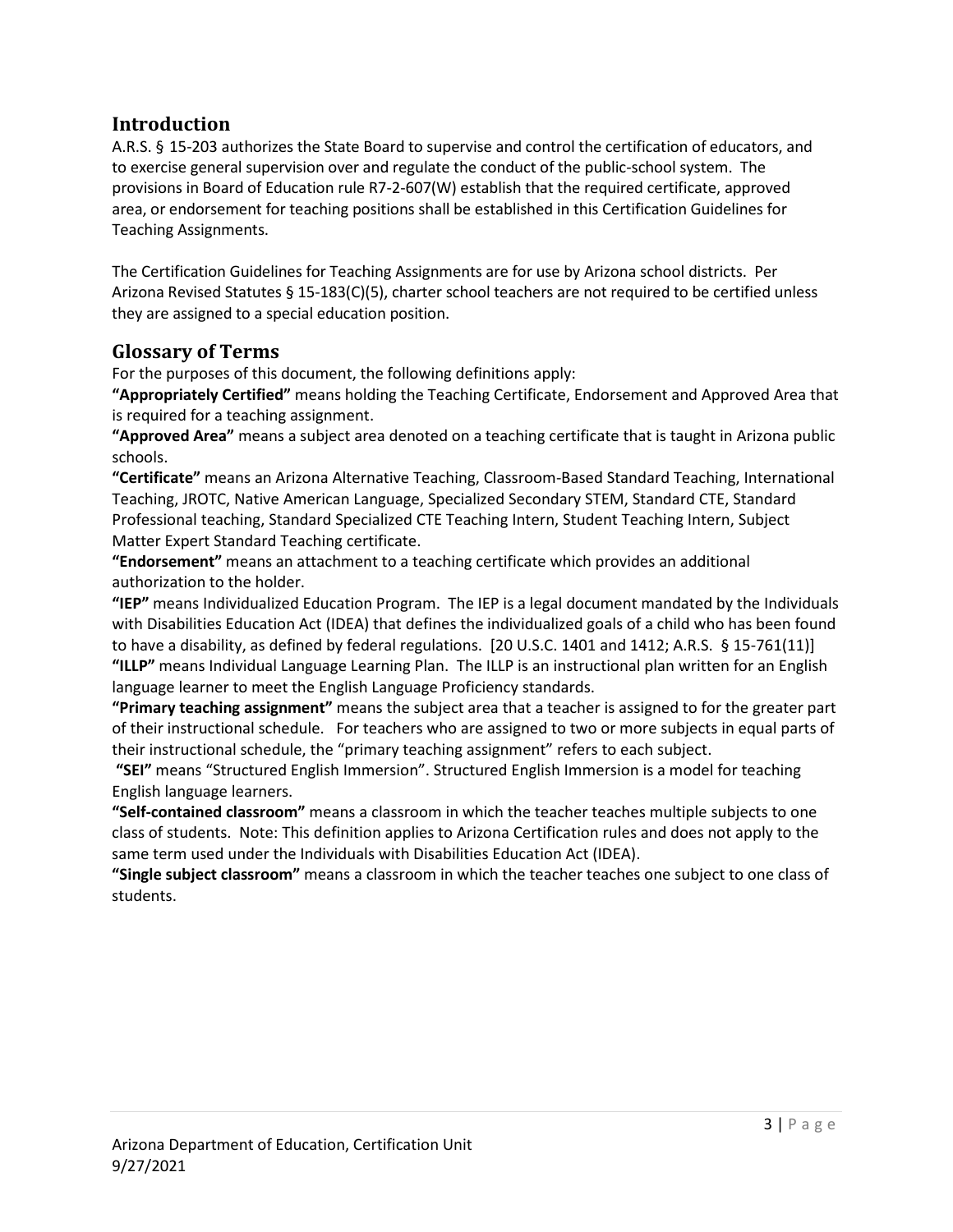## Introduction

A.R.S. § 15-203 authorizes the State Board to supervise and control the certification of educators, and to exercise general supervision over and regulate the conduct of the public-school system. The provisions in Board of Education rule R7-2-607(W) establish that the required certificate, approved area, or endorsement for teaching positions shall be established in this Certification Guidelines for Teaching Assignments.

The Certification Guidelines for Teaching Assignments are for use by Arizona school districts. Per Arizona Revised Statutes § 15-183(C)(5), charter school teachers are not required to be certified unless they are assigned to a special education position.

## Glossary of Terms

For the purposes of this document, the following definitions apply:

**"Appropriately Certified"** means holding the Teaching Certificate, Endorsement and Approved Area that is required for a teaching assignment.

**"Approved Area"** means a subject area denoted on a teaching certificate that is taught in Arizona public schools.

**"Certificate"** means an Arizona Alternative Teaching, Classroom-Based Standard Teaching, International Teaching, JROTC, Native American Language, Specialized Secondary STEM, Standard CTE, Standard Professional teaching, Standard Specialized CTE Teaching Intern, Student Teaching Intern, Subject Matter Expert Standard Teaching certificate.

**"Endorsement"** means an attachment to a teaching certificate which provides an additional authorization to the holder.

**"IEP"** means Individualized Education Program. The IEP is a legal document mandated by the Individuals with Disabilities Education Act (IDEA) that defines the individualized goals of a child who has been found to have a disability, as defined by federal regulations. [20 U.S.C. 1401 and 1412; A.R.S. § 15-761(11)]

**"ILLP"** means Individual Language Learning Plan. The ILLP is an instructional plan written for an English language learner to meet the English Language Proficiency standards.

**"Primary teaching assignment"** means the subject area that a teacher is assigned to for the greater part of their instructional schedule. For teachers who are assigned to two or more subjects in equal parts of their instructional schedule, the "primary teaching assignment" refers to each subject.

**"SEI"** means "Structured English Immersion". Structured English Immersion is a model for teaching English language learners.

**"Self-contained classroom"** means a classroom in which the teacher teaches multiple subjects to one class of students. Note: This definition applies to Arizona Certification rules and does not apply to the same term used under the Individuals with Disabilities Education Act (IDEA).

**"Single subject classroom"** means a classroom in which the teacher teaches one subject to one class of students.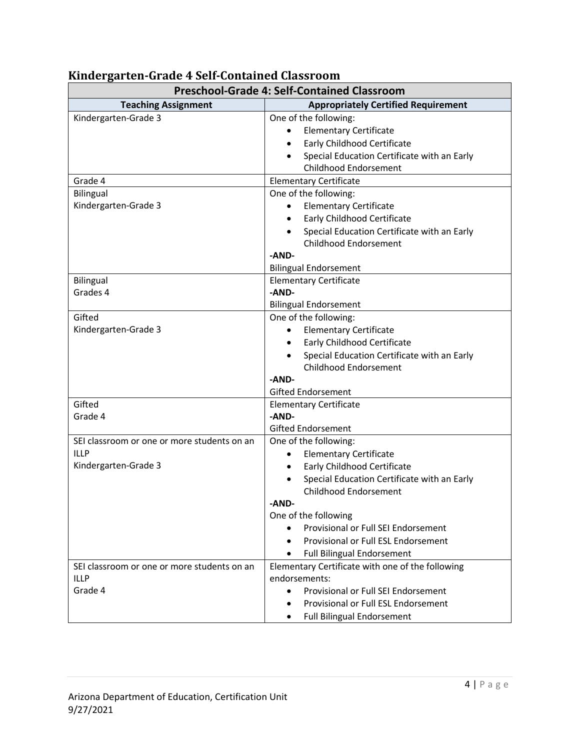## Kindergarten-Grade 4 Self-Contained Classroom

| Preschool-Grade 4: Self-Contained Classroom | |
|---|---|
| **Teaching Assignment** | **Appropriately Certified Requirement** |
| Kindergarten-Grade 3 | One of the following:<br>• Elementary Certificate<br>• Early Childhood Certificate<br>• Special Education Certificate with an Early Childhood Endorsement |
| Grade 4 | Elementary Certificate |
| Bilingual<br>Kindergarten-Grade 3 | One of the following:<br>• Elementary Certificate<br>• Early Childhood Certificate<br>• Special Education Certificate with an Early Childhood Endorsement<br>**-AND-**<br>Bilingual Endorsement |
| Bilingual<br>Grades 4 | Elementary Certificate<br>**-AND-**<br>Bilingual Endorsement |
| Gifted<br>Kindergarten-Grade 3 | One of the following:<br>• Elementary Certificate<br>• Early Childhood Certificate<br>• Special Education Certificate with an Early Childhood Endorsement<br>**-AND-**<br>Gifted Endorsement |
| Gifted<br>Grade 4 | Elementary Certificate<br>**-AND-**<br>Gifted Endorsement |
| SEI classroom or one or more students on an ILLP<br>Kindergarten-Grade 3 | One of the following:<br>• Elementary Certificate<br>• Early Childhood Certificate<br>• Special Education Certificate with an Early Childhood Endorsement<br>**-AND-**<br>One of the following<br>• Provisional or Full SEI Endorsement<br>• Provisional or Full ESL Endorsement<br>• Full Bilingual Endorsement |
| SEI classroom or one or more students on an ILLP<br>Grade 4 | Elementary Certificate with one of the following endorsements:<br>• Provisional or Full SEI Endorsement<br>• Provisional or Full ESL Endorsement<br>• Full Bilingual Endorsement |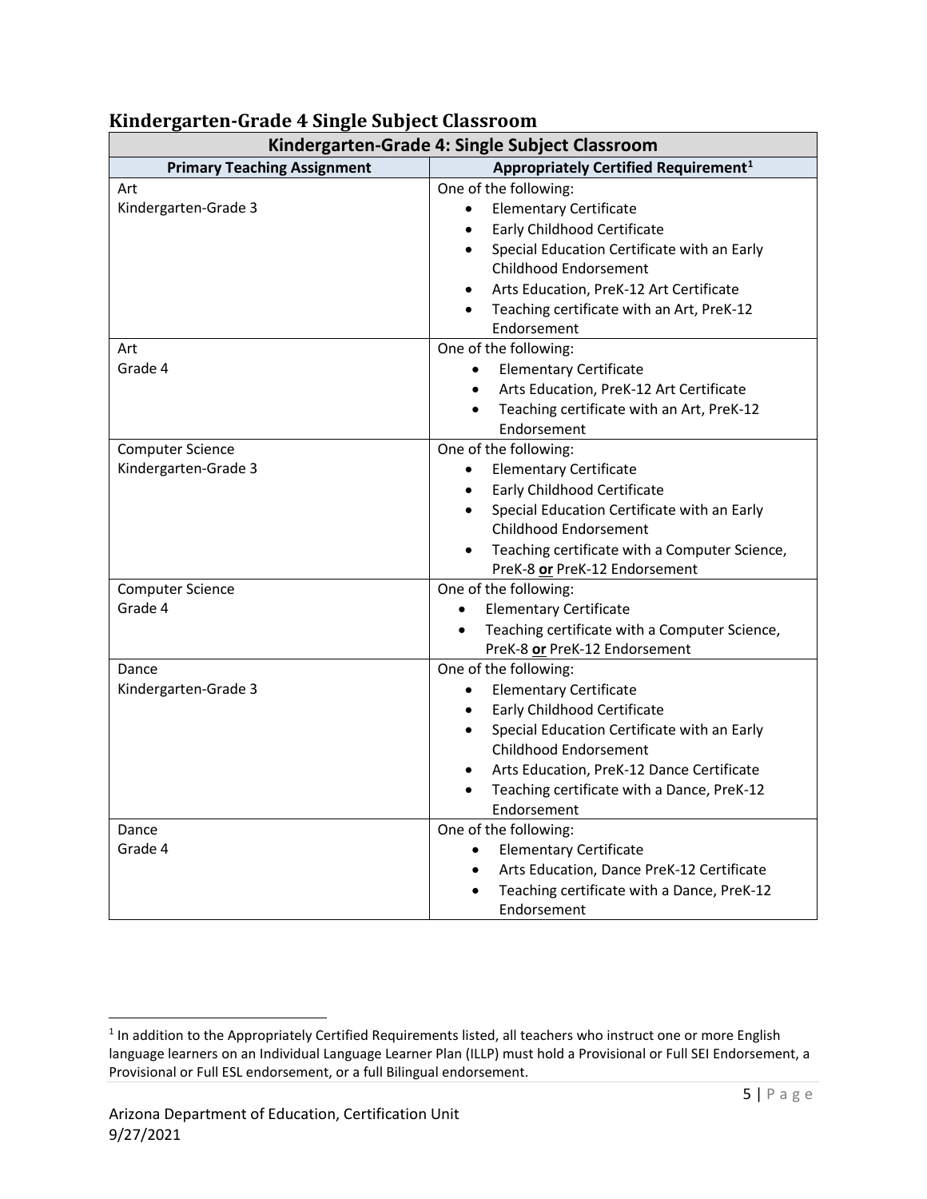## Kindergarten-Grade 4 Single Subject Classroom

| Kindergarten-Grade 4: Single Subject Classroom | |
|---|---|
| **Primary Teaching Assignment** | **Appropriately Certified Requirement**[1] |
| Art<br>Kindergarten-Grade 3 | One of the following:<br>• Elementary Certificate<br>• Early Childhood Certificate<br>• Special Education Certificate with an Early Childhood Endorsement<br>• Arts Education, PreK-12 Art Certificate<br>• Teaching certificate with an Art, PreK-12 Endorsement |
| Art<br>Grade 4 | One of the following:<br>• Elementary Certificate<br>• Arts Education, PreK-12 Art Certificate<br>• Teaching certificate with an Art, PreK-12 Endorsement |
| Computer Science<br>Kindergarten-Grade 3 | One of the following:<br>• Elementary Certificate<br>• Early Childhood Certificate<br>• Special Education Certificate with an Early Childhood Endorsement<br>• Teaching certificate with a Computer Science, PreK-8 **or** PreK-12 Endorsement |
| Computer Science<br>Grade 4 | One of the following:<br>• Elementary Certificate<br>• Teaching certificate with a Computer Science, PreK-8 **or** PreK-12 Endorsement |
| Dance<br>Kindergarten-Grade 3 | One of the following:<br>• Elementary Certificate<br>• Early Childhood Certificate<br>• Special Education Certificate with an Early Childhood Endorsement<br>• Arts Education, PreK-12 Dance Certificate<br>• Teaching certificate with a Dance, PreK-12 Endorsement |
| Dance<br>Grade 4 | One of the following:<br>• Elementary Certificate<br>• Arts Education, Dance PreK-12 Certificate<br>• Teaching certificate with a Dance, PreK-12 Endorsement |

[1] In addition to the Appropriately Certified Requirements listed, all teachers who instruct one or more English language learners on an Individual Language Learner Plan (ILLP) must hold a Provisional or Full SEI Endorsement, a Provisional or Full ESL endorsement, or a full Bilingual endorsement.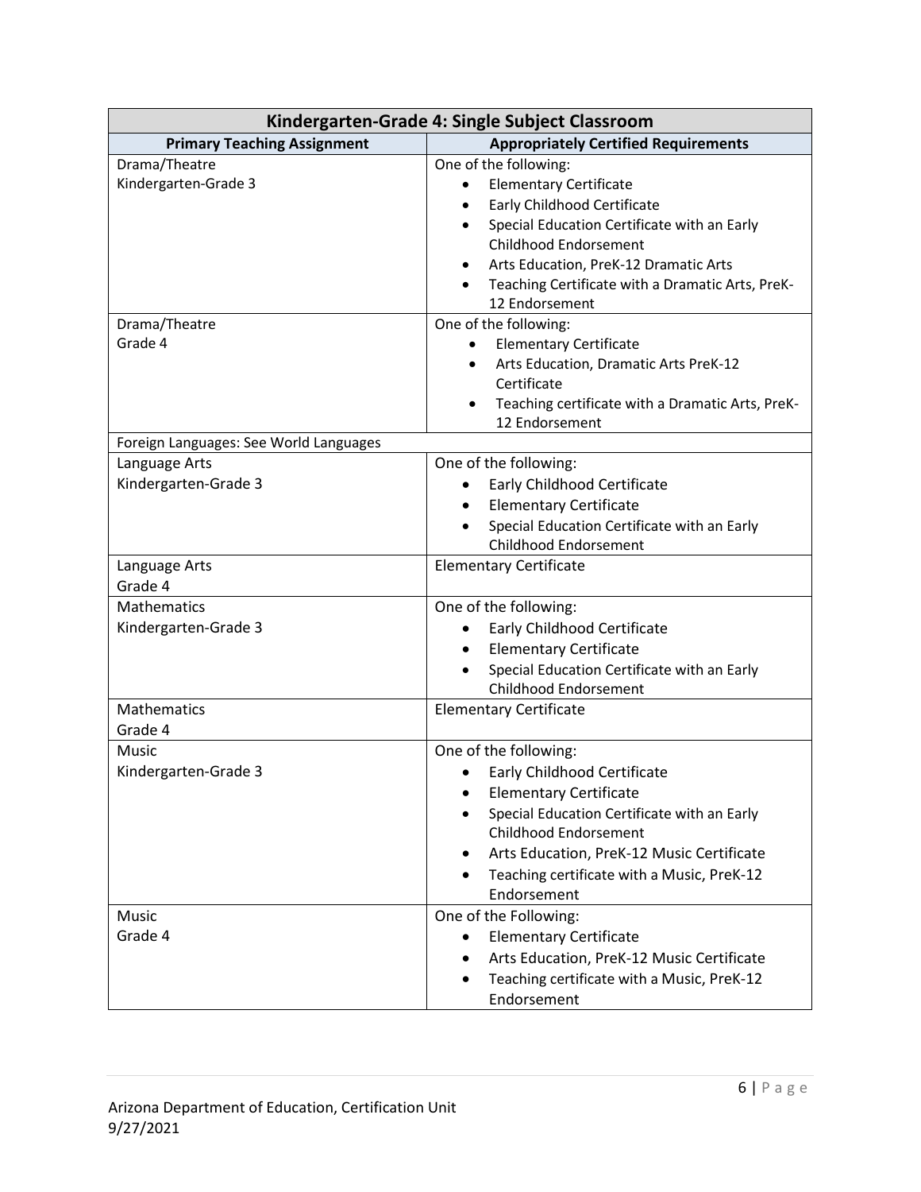| Kindergarten-Grade 4: Single Subject Classroom | |
|---|---|
| **Primary Teaching Assignment** | **Appropriately Certified Requirements** |
| Drama/Theatre<br>Kindergarten-Grade 3 | One of the following:<br>• Elementary Certificate<br>• Early Childhood Certificate<br>• Special Education Certificate with an Early Childhood Endorsement<br>• Arts Education, PreK-12 Dramatic Arts<br>• Teaching Certificate with a Dramatic Arts, PreK-12 Endorsement |
| Drama/Theatre<br>Grade 4 | One of the following:<br>• Elementary Certificate<br>• Arts Education, Dramatic Arts PreK-12 Certificate<br>• Teaching certificate with a Dramatic Arts, PreK-12 Endorsement |
| Foreign Languages: See World Languages | |
| Language Arts<br>Kindergarten-Grade 3 | One of the following:<br>• Early Childhood Certificate<br>• Elementary Certificate<br>• Special Education Certificate with an Early Childhood Endorsement |
| Language Arts<br>Grade 4 | Elementary Certificate |
| Mathematics<br>Kindergarten-Grade 3 | One of the following:<br>• Early Childhood Certificate<br>• Elementary Certificate<br>• Special Education Certificate with an Early Childhood Endorsement |
| Mathematics<br>Grade 4 | Elementary Certificate |
| Music<br>Kindergarten-Grade 3 | One of the following:<br>• Early Childhood Certificate<br>• Elementary Certificate<br>• Special Education Certificate with an Early Childhood Endorsement<br>• Arts Education, PreK-12 Music Certificate<br>• Teaching certificate with a Music, PreK-12 Endorsement |
| Music<br>Grade 4 | One of the Following:<br>• Elementary Certificate<br>• Arts Education, PreK-12 Music Certificate<br>• Teaching certificate with a Music, PreK-12 Endorsement |

Arizona Department of Education, Certification Unit
9/27/2021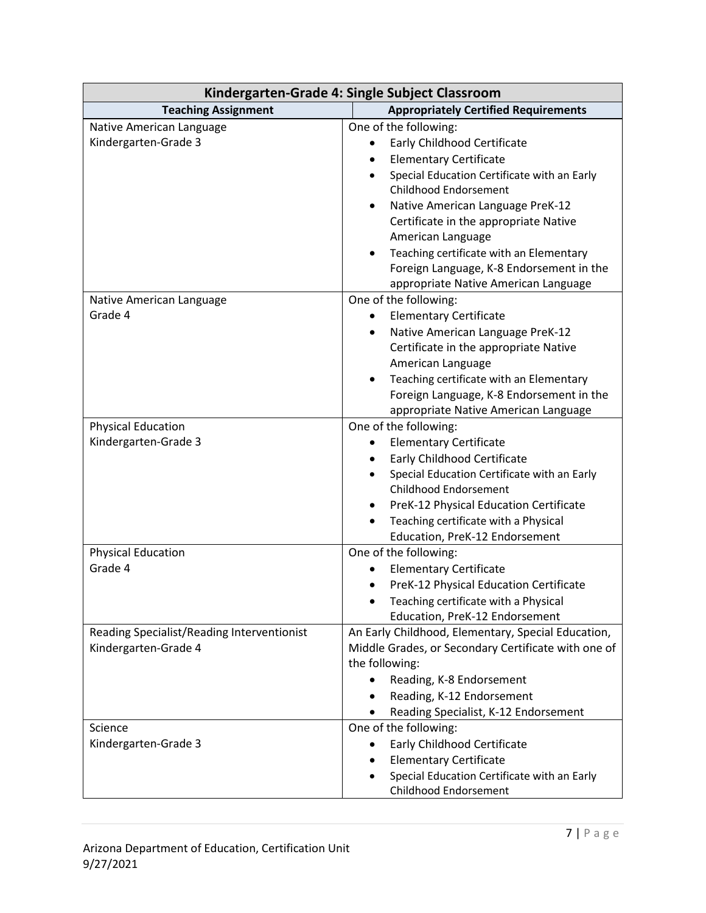| Kindergarten-Grade 4: Single Subject Classroom | |
| --- | --- |
| **Teaching Assignment** | **Appropriately Certified Requirements** |
| Native American Language<br>Kindergarten-Grade 3 | One of the following:<br>• Early Childhood Certificate<br>• Elementary Certificate<br>• Special Education Certificate with an Early Childhood Endorsement<br>• Native American Language PreK-12 Certificate in the appropriate Native American Language<br>• Teaching certificate with an Elementary Foreign Language, K-8 Endorsement in the appropriate Native American Language |
| Native American Language<br>Grade 4 | One of the following:<br>• Elementary Certificate<br>• Native American Language PreK-12 Certificate in the appropriate Native American Language<br>• Teaching certificate with an Elementary Foreign Language, K-8 Endorsement in the appropriate Native American Language |
| Physical Education<br>Kindergarten-Grade 3 | One of the following:<br>• Elementary Certificate<br>• Early Childhood Certificate<br>• Special Education Certificate with an Early Childhood Endorsement<br>• PreK-12 Physical Education Certificate<br>• Teaching certificate with a Physical Education, PreK-12 Endorsement |
| Physical Education<br>Grade 4 | One of the following:<br>• Elementary Certificate<br>• PreK-12 Physical Education Certificate<br>• Teaching certificate with a Physical Education, PreK-12 Endorsement |
| Reading Specialist/Reading Interventionist<br>Kindergarten-Grade 4 | An Early Childhood, Elementary, Special Education, Middle Grades, or Secondary Certificate with one of the following:<br>• Reading, K-8 Endorsement<br>• Reading, K-12 Endorsement<br>• Reading Specialist, K-12 Endorsement |
| Science<br>Kindergarten-Grade 3 | One of the following:<br>• Early Childhood Certificate<br>• Elementary Certificate<br>• Special Education Certificate with an Early Childhood Endorsement |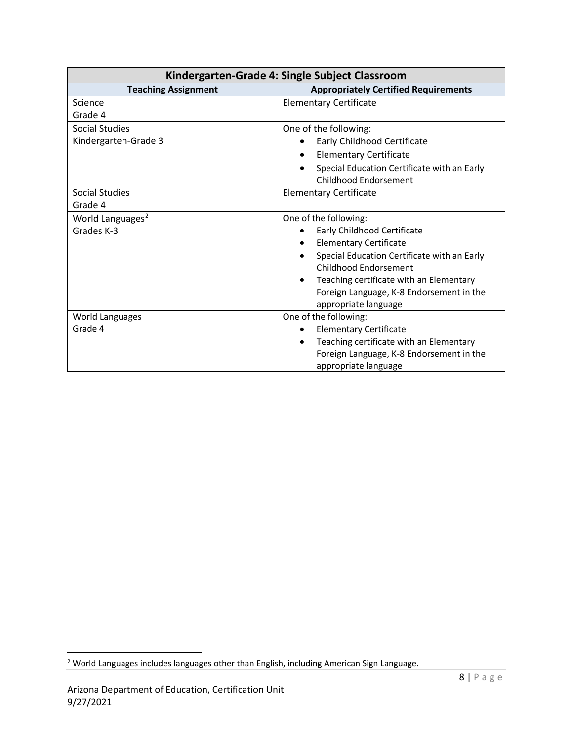| Kindergarten-Grade 4: Single Subject Classroom | |
|---|---|
| **Teaching Assignment** | **Appropriately Certified Requirements** |
| Science<br>Grade 4 | Elementary Certificate |
| Social Studies<br>Kindergarten-Grade 3 | One of the following:<br>• Early Childhood Certificate<br>• Elementary Certificate<br>• Special Education Certificate with an Early Childhood Endorsement |
| Social Studies<br>Grade 4 | Elementary Certificate |
| World Languages[2]<br>Grades K-3 | One of the following:<br>• Early Childhood Certificate<br>• Elementary Certificate<br>• Special Education Certificate with an Early Childhood Endorsement<br>• Teaching certificate with an Elementary Foreign Language, K-8 Endorsement in the appropriate language |
| World Languages<br>Grade 4 | One of the following:<br>• Elementary Certificate<br>• Teaching certificate with an Elementary Foreign Language, K-8 Endorsement in the appropriate language |

[2] World Languages includes languages other than English, including American Sign Language.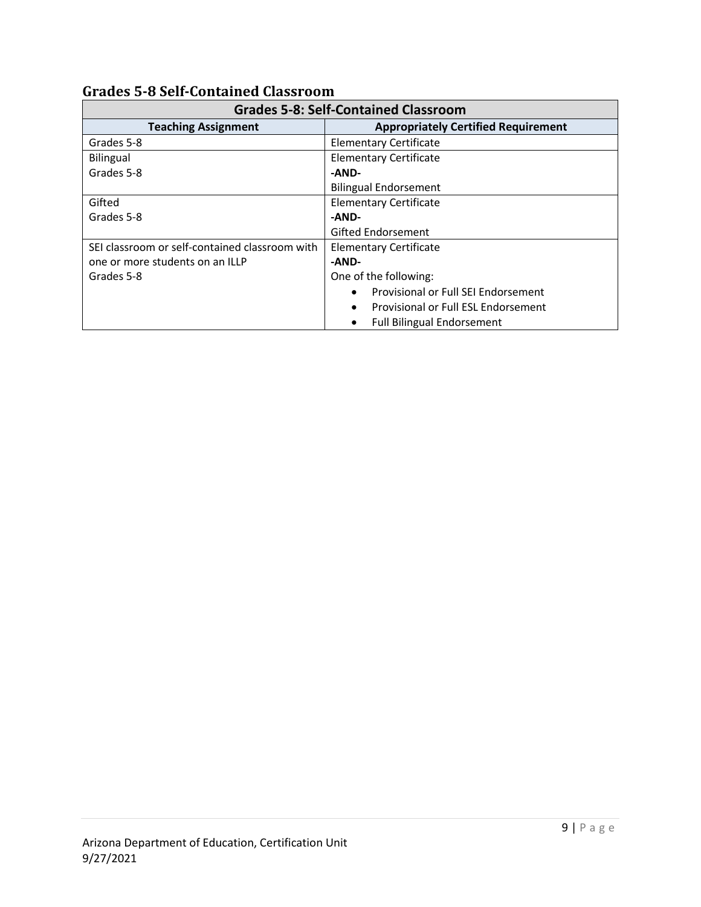## Grades 5-8 Self-Contained Classroom

| Grades 5-8: Self-Contained Classroom | |
|---|---|
| **Teaching Assignment** | **Appropriately Certified Requirement** |
| Grades 5-8 | Elementary Certificate |
| Bilingual<br>Grades 5-8 | Elementary Certificate<br>**-AND-**<br>Bilingual Endorsement |
| Gifted<br>Grades 5-8 | Elementary Certificate<br>**-AND-**<br>Gifted Endorsement |
| SEI classroom or self-contained classroom with one or more students on an ILLP<br>Grades 5-8 | Elementary Certificate<br>**-AND-**<br>One of the following:<br>• Provisional or Full SEI Endorsement<br>• Provisional or Full ESL Endorsement<br>• Full Bilingual Endorsement |

Arizona Department of Education, Certification Unit
9/27/2021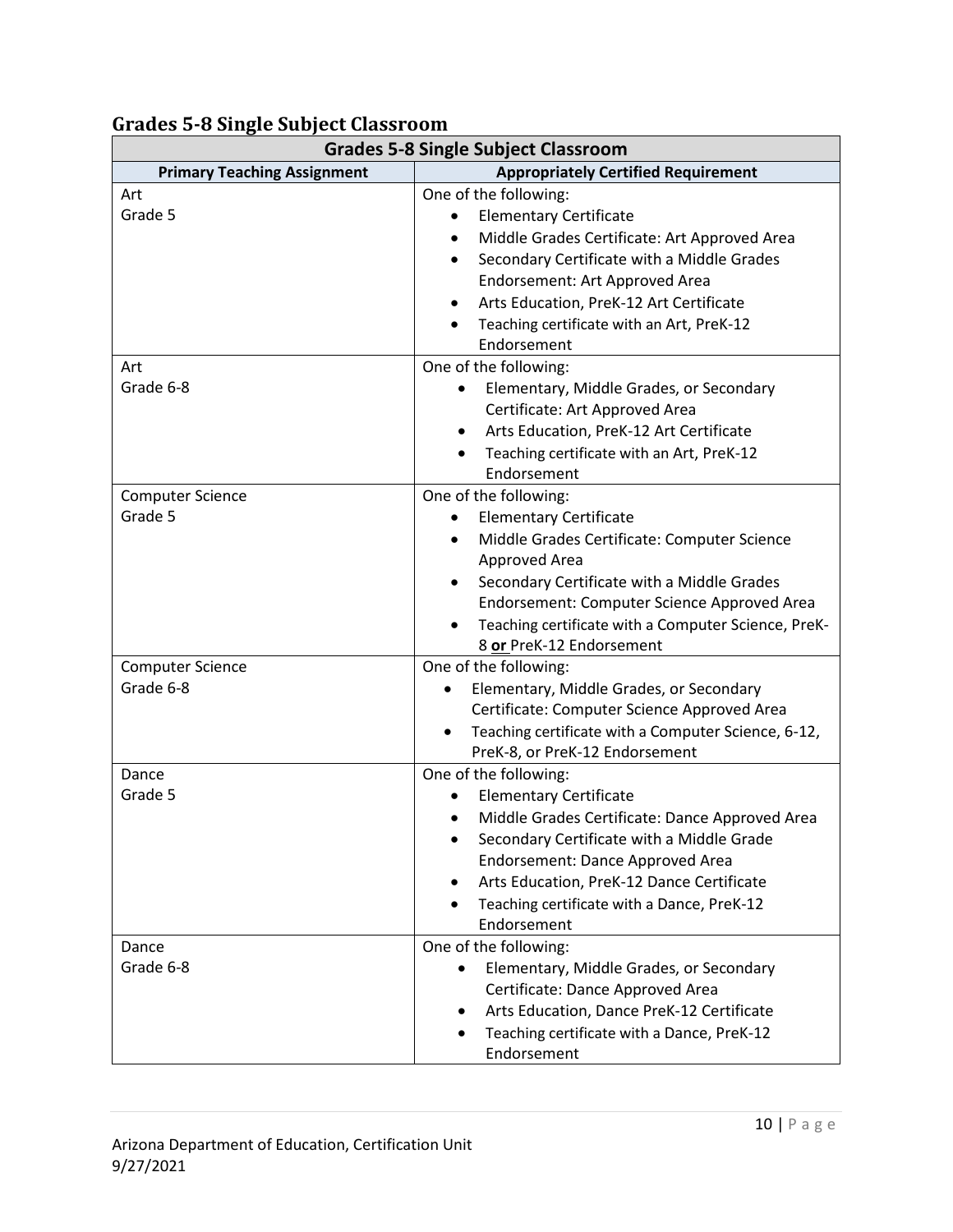## Grades 5-8 Single Subject Classroom

| Grades 5-8 Single Subject Classroom | |
|---|---|
| **Primary Teaching Assignment** | **Appropriately Certified Requirement** |
| Art<br>Grade 5 | One of the following:<br>• Elementary Certificate<br>• Middle Grades Certificate: Art Approved Area<br>• Secondary Certificate with a Middle Grades Endorsement: Art Approved Area<br>• Arts Education, PreK-12 Art Certificate<br>• Teaching certificate with an Art, PreK-12 Endorsement |
| Art<br>Grade 6-8 | One of the following:<br>• Elementary, Middle Grades, or Secondary Certificate: Art Approved Area<br>• Arts Education, PreK-12 Art Certificate<br>• Teaching certificate with an Art, PreK-12 Endorsement |
| Computer Science<br>Grade 5 | One of the following:<br>• Elementary Certificate<br>• Middle Grades Certificate: Computer Science Approved Area<br>• Secondary Certificate with a Middle Grades Endorsement: Computer Science Approved Area<br>• Teaching certificate with a Computer Science, PreK-8 **or** PreK-12 Endorsement |
| Computer Science<br>Grade 6-8 | One of the following:<br>• Elementary, Middle Grades, or Secondary Certificate: Computer Science Approved Area<br>• Teaching certificate with a Computer Science, 6-12, PreK-8, or PreK-12 Endorsement |
| Dance<br>Grade 5 | One of the following:<br>• Elementary Certificate<br>• Middle Grades Certificate: Dance Approved Area<br>• Secondary Certificate with a Middle Grade Endorsement: Dance Approved Area<br>• Arts Education, PreK-12 Dance Certificate<br>• Teaching certificate with a Dance, PreK-12 Endorsement |
| Dance<br>Grade 6-8 | One of the following:<br>• Elementary, Middle Grades, or Secondary Certificate: Dance Approved Area<br>• Arts Education, Dance PreK-12 Certificate<br>• Teaching certificate with a Dance, PreK-12 Endorsement |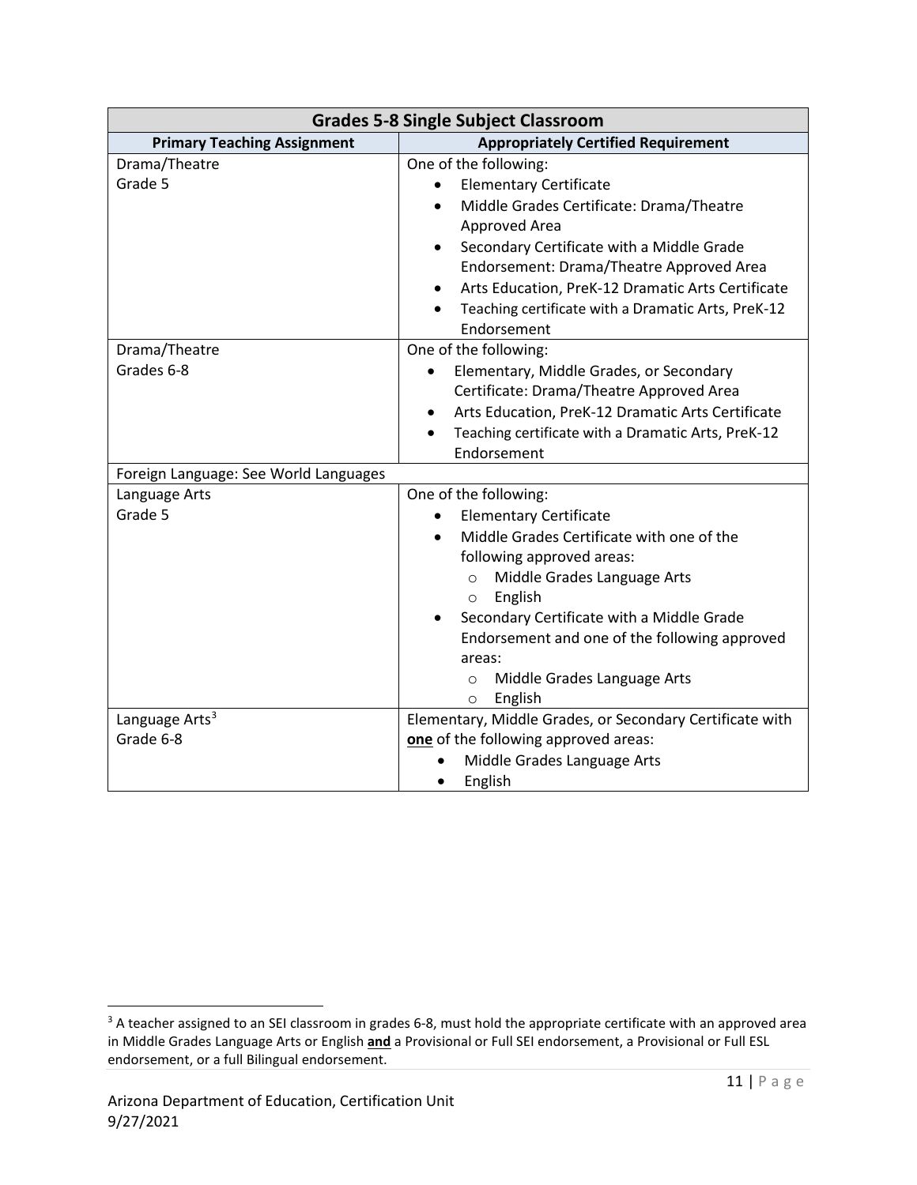| Grades 5-8 Single Subject Classroom | |
|---|---|
| **Primary Teaching Assignment** | **Appropriately Certified Requirement** |
| Drama/Theatre<br>Grade 5 | One of the following:<br>• Elementary Certificate<br>• Middle Grades Certificate: Drama/Theatre Approved Area<br>• Secondary Certificate with a Middle Grade Endorsement: Drama/Theatre Approved Area<br>• Arts Education, PreK-12 Dramatic Arts Certificate<br>• Teaching certificate with a Dramatic Arts, PreK-12 Endorsement |
| Drama/Theatre<br>Grades 6-8 | One of the following:<br>• Elementary, Middle Grades, or Secondary Certificate: Drama/Theatre Approved Area<br>• Arts Education, PreK-12 Dramatic Arts Certificate<br>• Teaching certificate with a Dramatic Arts, PreK-12 Endorsement |
| Foreign Language: See World Languages | |
| Language Arts<br>Grade 5 | One of the following:<br>• Elementary Certificate<br>• Middle Grades Certificate with one of the following approved areas:<br>  ○ Middle Grades Language Arts<br>  ○ English<br>• Secondary Certificate with a Middle Grade Endorsement and one of the following approved areas:<br>  ○ Middle Grades Language Arts<br>  ○ English |
| Language Arts[3]<br>Grade 6-8 | Elementary, Middle Grades, or Secondary Certificate with **one** of the following approved areas:<br>• Middle Grades Language Arts<br>• English |

[3] A teacher assigned to an SEI classroom in grades 6-8, must hold the appropriate certificate with an approved area in Middle Grades Language Arts or English **and** a Provisional or Full SEI endorsement, a Provisional or Full ESL endorsement, or a full Bilingual endorsement.

Arizona Department of Education, Certification Unit
9/27/2021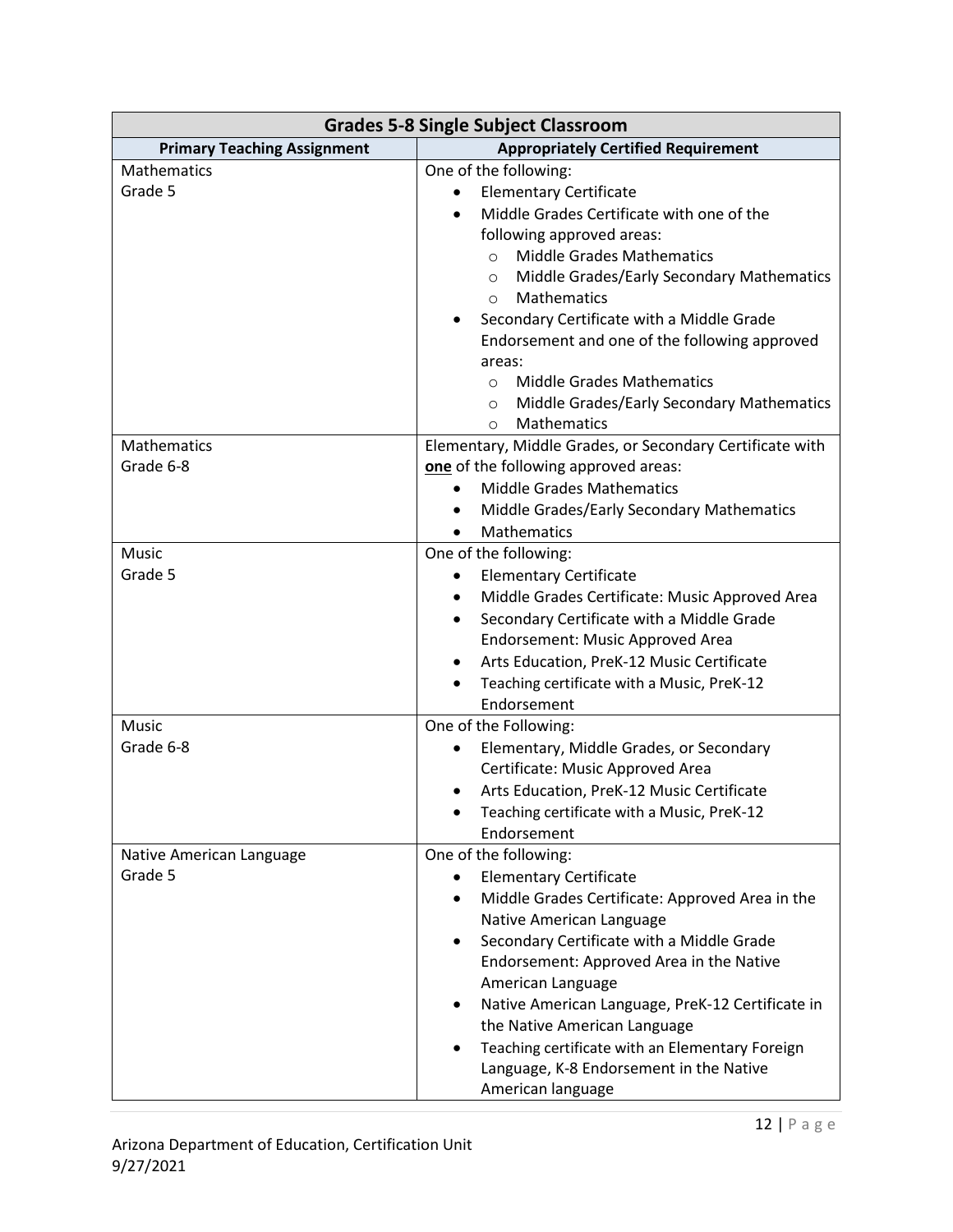| Grades 5-8 Single Subject Classroom | |
|---|---|
| **Primary Teaching Assignment** | **Appropriately Certified Requirement** |
| Mathematics<br>Grade 5 | One of the following:<br>• Elementary Certificate<br>• Middle Grades Certificate with one of the following approved areas:<br>&nbsp;&nbsp;&nbsp;&nbsp;○ Middle Grades Mathematics<br>&nbsp;&nbsp;&nbsp;&nbsp;○ Middle Grades/Early Secondary Mathematics<br>&nbsp;&nbsp;&nbsp;&nbsp;○ Mathematics<br>• Secondary Certificate with a Middle Grade Endorsement and one of the following approved areas:<br>&nbsp;&nbsp;&nbsp;&nbsp;○ Middle Grades Mathematics<br>&nbsp;&nbsp;&nbsp;&nbsp;○ Middle Grades/Early Secondary Mathematics<br>&nbsp;&nbsp;&nbsp;&nbsp;○ Mathematics |
| Mathematics<br>Grade 6-8 | Elementary, Middle Grades, or Secondary Certificate with **one** of the following approved areas:<br>• Middle Grades Mathematics<br>• Middle Grades/Early Secondary Mathematics<br>• Mathematics |
| Music<br>Grade 5 | One of the following:<br>• Elementary Certificate<br>• Middle Grades Certificate: Music Approved Area<br>• Secondary Certificate with a Middle Grade Endorsement: Music Approved Area<br>• Arts Education, PreK-12 Music Certificate<br>• Teaching certificate with a Music, PreK-12 Endorsement |
| Music<br>Grade 6-8 | One of the Following:<br>• Elementary, Middle Grades, or Secondary Certificate: Music Approved Area<br>• Arts Education, PreK-12 Music Certificate<br>• Teaching certificate with a Music, PreK-12 Endorsement |
| Native American Language<br>Grade 5 | One of the following:<br>• Elementary Certificate<br>• Middle Grades Certificate: Approved Area in the Native American Language<br>• Secondary Certificate with a Middle Grade Endorsement: Approved Area in the Native American Language<br>• Native American Language, PreK-12 Certificate in the Native American Language<br>• Teaching certificate with an Elementary Foreign Language, K-8 Endorsement in the Native American language |

Arizona Department of Education, Certification Unit
9/27/2021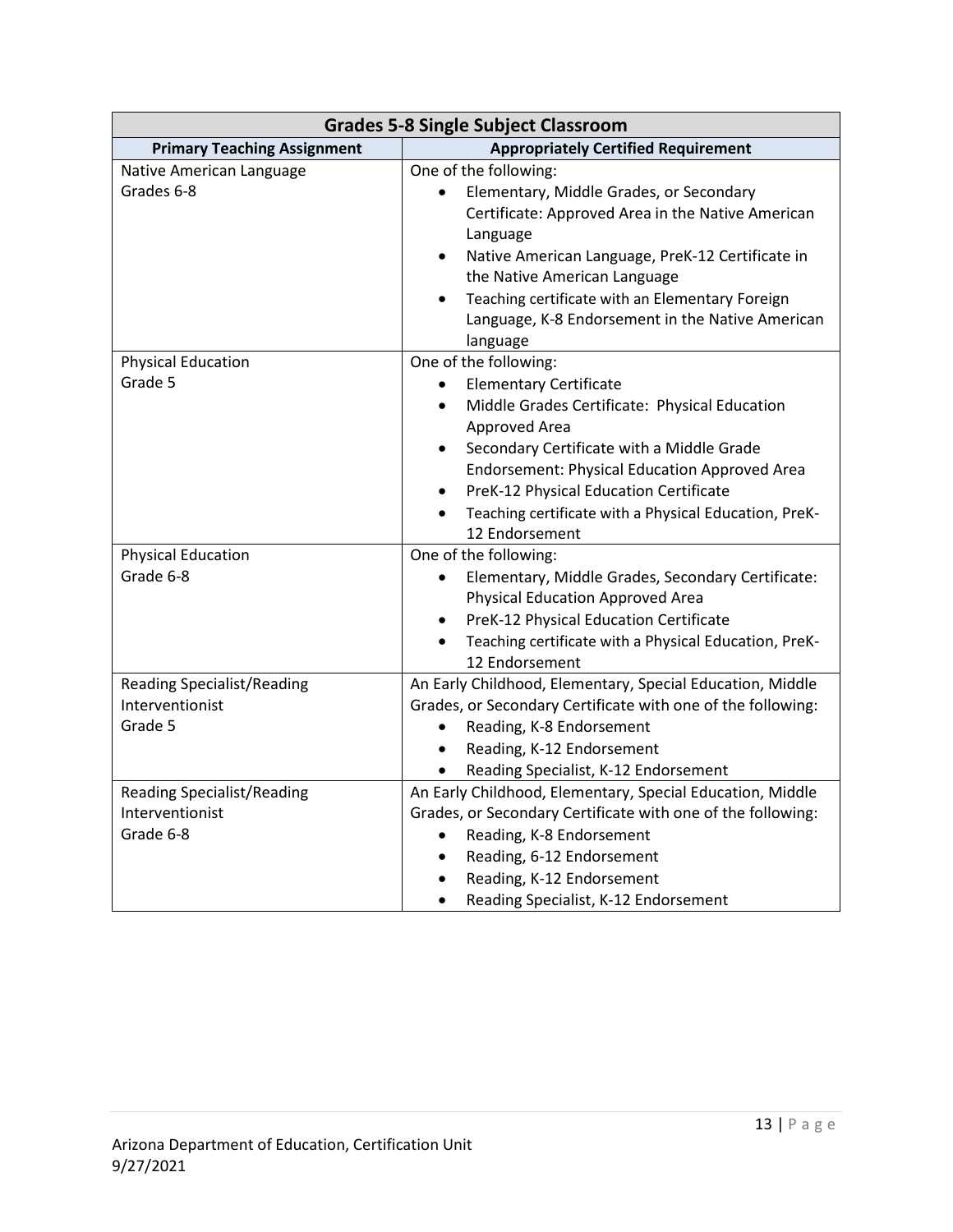| Grades 5-8 Single Subject Classroom | |
|---|---|
| **Primary Teaching Assignment** | **Appropriately Certified Requirement** |
| Native American Language<br>Grades 6-8 | One of the following:<br>• Elementary, Middle Grades, or Secondary Certificate: Approved Area in the Native American Language<br>• Native American Language, PreK-12 Certificate in the Native American Language<br>• Teaching certificate with an Elementary Foreign Language, K-8 Endorsement in the Native American language |
| Physical Education<br>Grade 5 | One of the following:<br>• Elementary Certificate<br>• Middle Grades Certificate: Physical Education Approved Area<br>• Secondary Certificate with a Middle Grade Endorsement: Physical Education Approved Area<br>• PreK-12 Physical Education Certificate<br>• Teaching certificate with a Physical Education, PreK-12 Endorsement |
| Physical Education<br>Grade 6-8 | One of the following:<br>• Elementary, Middle Grades, Secondary Certificate: Physical Education Approved Area<br>• PreK-12 Physical Education Certificate<br>• Teaching certificate with a Physical Education, PreK-12 Endorsement |
| Reading Specialist/Reading Interventionist<br>Grade 5 | An Early Childhood, Elementary, Special Education, Middle Grades, or Secondary Certificate with one of the following:<br>• Reading, K-8 Endorsement<br>• Reading, K-12 Endorsement<br>• Reading Specialist, K-12 Endorsement |
| Reading Specialist/Reading Interventionist<br>Grade 6-8 | An Early Childhood, Elementary, Special Education, Middle Grades, or Secondary Certificate with one of the following:<br>• Reading, K-8 Endorsement<br>• Reading, 6-12 Endorsement<br>• Reading, K-12 Endorsement<br>• Reading Specialist, K-12 Endorsement |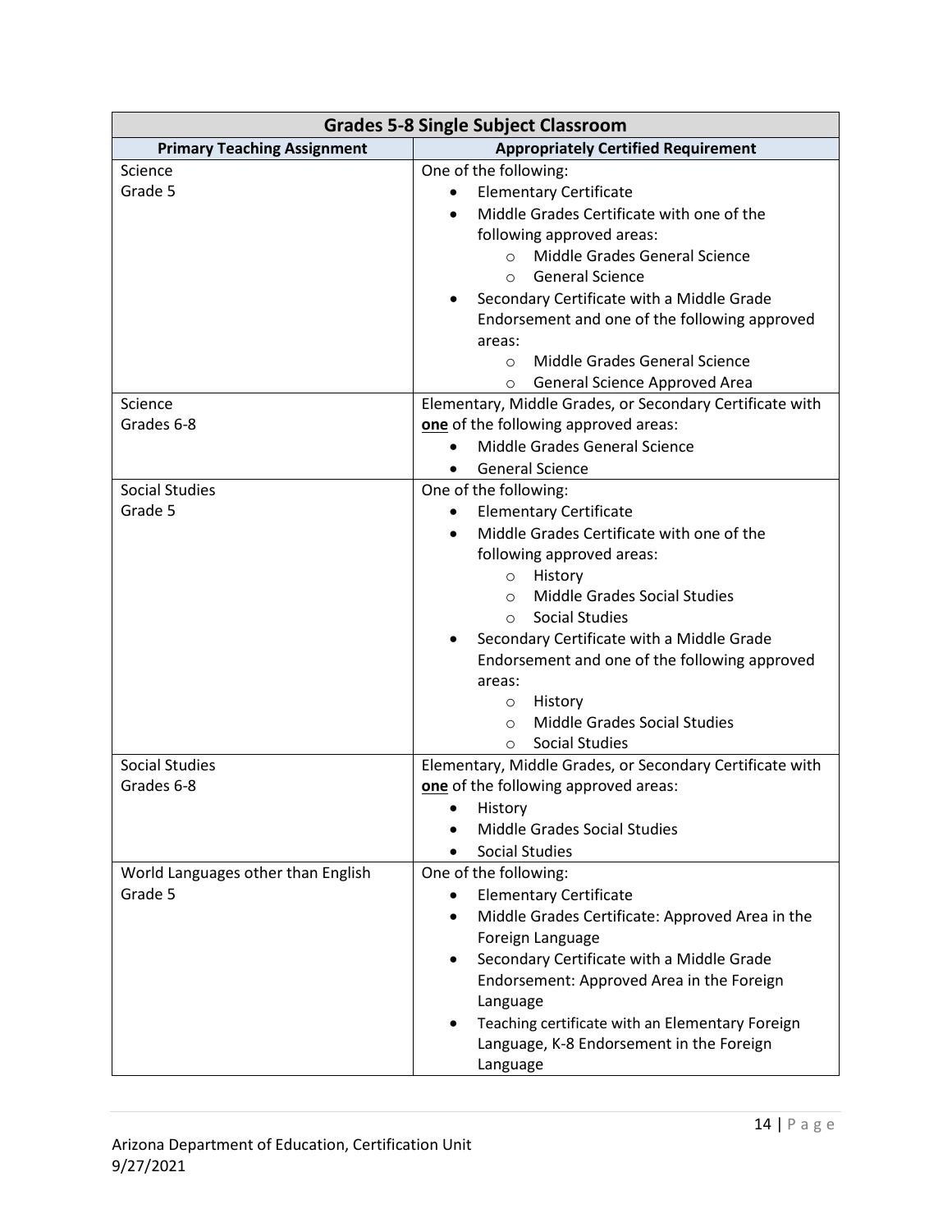| Grades 5-8 Single Subject Classroom | |
|---|---|
| **Primary Teaching Assignment** | **Appropriately Certified Requirement** |
| Science<br>Grade 5 | One of the following:<br>• Elementary Certificate<br>• Middle Grades Certificate with one of the following approved areas:<br>&nbsp;&nbsp;&nbsp;&nbsp;○ Middle Grades General Science<br>&nbsp;&nbsp;&nbsp;&nbsp;○ General Science<br>• Secondary Certificate with a Middle Grade Endorsement and one of the following approved areas:<br>&nbsp;&nbsp;&nbsp;&nbsp;○ Middle Grades General Science<br>&nbsp;&nbsp;&nbsp;&nbsp;○ General Science Approved Area |
| Science<br>Grades 6-8 | Elementary, Middle Grades, or Secondary Certificate with **one** of the following approved areas:<br>• Middle Grades General Science<br>• General Science |
| Social Studies<br>Grade 5 | One of the following:<br>• Elementary Certificate<br>• Middle Grades Certificate with one of the following approved areas:<br>&nbsp;&nbsp;&nbsp;&nbsp;○ History<br>&nbsp;&nbsp;&nbsp;&nbsp;○ Middle Grades Social Studies<br>&nbsp;&nbsp;&nbsp;&nbsp;○ Social Studies<br>• Secondary Certificate with a Middle Grade Endorsement and one of the following approved areas:<br>&nbsp;&nbsp;&nbsp;&nbsp;○ History<br>&nbsp;&nbsp;&nbsp;&nbsp;○ Middle Grades Social Studies<br>&nbsp;&nbsp;&nbsp;&nbsp;○ Social Studies |
| Social Studies<br>Grades 6-8 | Elementary, Middle Grades, or Secondary Certificate with **one** of the following approved areas:<br>• History<br>• Middle Grades Social Studies<br>• Social Studies |
| World Languages other than English<br>Grade 5 | One of the following:<br>• Elementary Certificate<br>• Middle Grades Certificate: Approved Area in the Foreign Language<br>• Secondary Certificate with a Middle Grade Endorsement: Approved Area in the Foreign Language<br>• Teaching certificate with an Elementary Foreign Language, K-8 Endorsement in the Foreign Language |

Arizona Department of Education, Certification Unit
9/27/2021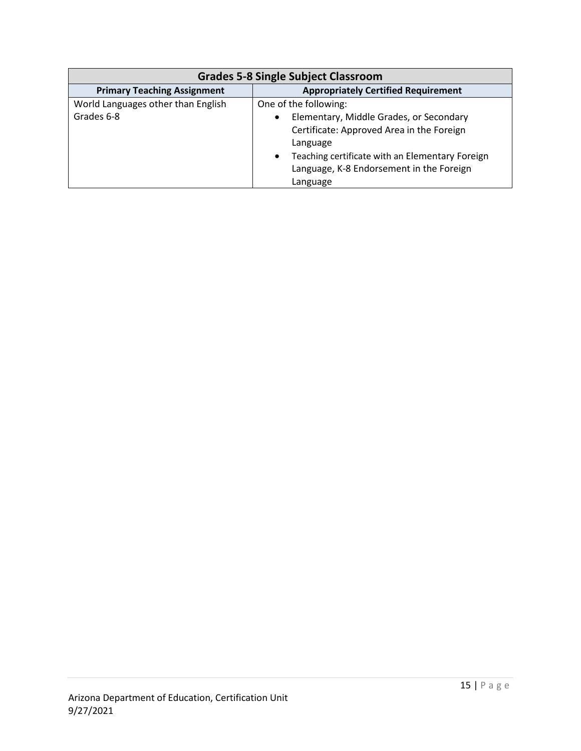| Grades 5-8 Single Subject Classroom | |
|---|---|
| **Primary Teaching Assignment** | **Appropriately Certified Requirement** |
| World Languages other than English Grades 6-8 | One of the following:<br>• Elementary, Middle Grades, or Secondary Certificate: Approved Area in the Foreign Language<br>• Teaching certificate with an Elementary Foreign Language, K-8 Endorsement in the Foreign Language |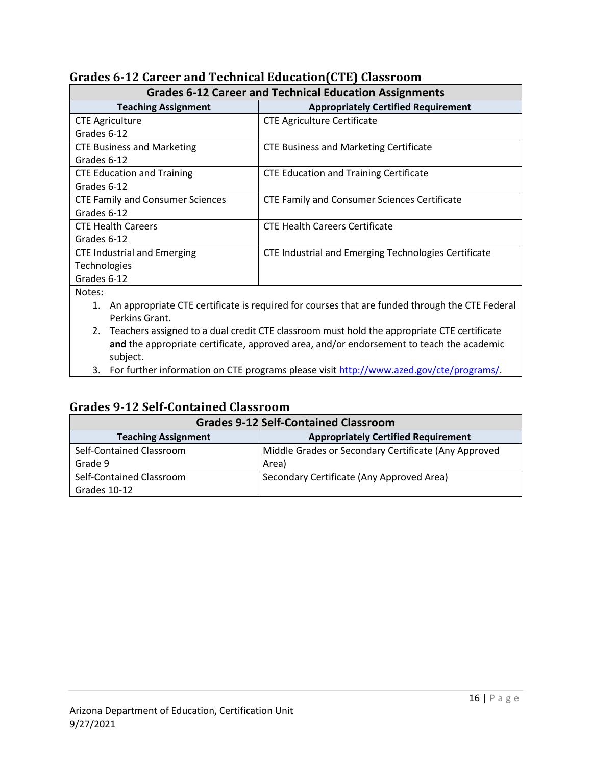## Grades 6-12 Career and Technical Education(CTE) Classroom

| Grades 6-12 Career and Technical Education Assignments | |
|---|---|
| **Teaching Assignment** | **Appropriately Certified Requirement** |
| CTE Agriculture<br>Grades 6-12 | CTE Agriculture Certificate |
| CTE Business and Marketing<br>Grades 6-12 | CTE Business and Marketing Certificate |
| CTE Education and Training<br>Grades 6-12 | CTE Education and Training Certificate |
| CTE Family and Consumer Sciences<br>Grades 6-12 | CTE Family and Consumer Sciences Certificate |
| CTE Health Careers<br>Grades 6-12 | CTE Health Careers Certificate |
| CTE Industrial and Emerging Technologies<br>Grades 6-12 | CTE Industrial and Emerging Technologies Certificate |

Notes:

1. An appropriate CTE certificate is required for courses that are funded through the CTE Federal Perkins Grant.
2. Teachers assigned to a dual credit CTE classroom must hold the appropriate CTE certificate **and** the appropriate certificate, approved area, and/or endorsement to teach the academic subject.
3. For further information on CTE programs please visit http://www.azed.gov/cte/programs/.

## Grades 9-12 Self-Contained Classroom

| Grades 9-12 Self-Contained Classroom | |
|---|---|
| **Teaching Assignment** | **Appropriately Certified Requirement** |
| Self-Contained Classroom<br>Grade 9 | Middle Grades or Secondary Certificate (Any Approved Area) |
| Self-Contained Classroom<br>Grades 10-12 | Secondary Certificate (Any Approved Area) |

Arizona Department of Education, Certification Unit
9/27/2021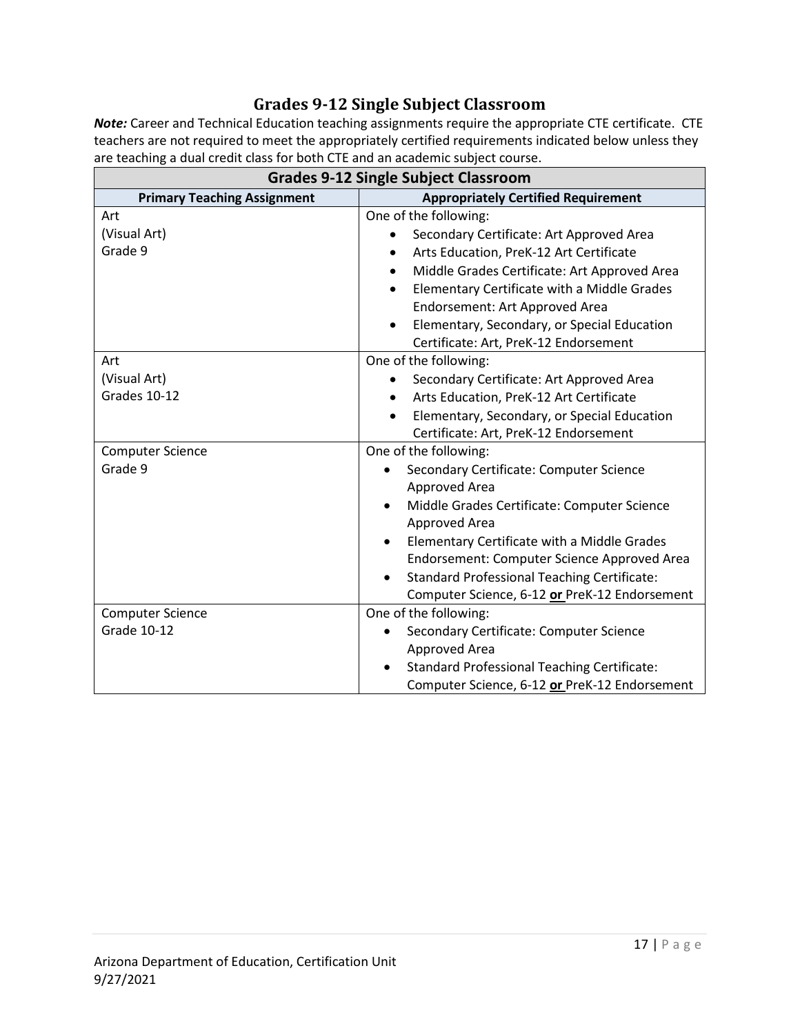## Grades 9-12 Single Subject Classroom

***Note:*** Career and Technical Education teaching assignments require the appropriate CTE certificate. CTE teachers are not required to meet the appropriately certified requirements indicated below unless they are teaching a dual credit class for both CTE and an academic subject course.

| Grades 9-12 Single Subject Classroom | |
|---|---|
| **Primary Teaching Assignment** | **Appropriately Certified Requirement** |
| Art<br>(Visual Art)<br>Grade 9 | One of the following:<br>• Secondary Certificate: Art Approved Area<br>• Arts Education, PreK-12 Art Certificate<br>• Middle Grades Certificate: Art Approved Area<br>• Elementary Certificate with a Middle Grades Endorsement: Art Approved Area<br>• Elementary, Secondary, or Special Education Certificate: Art, PreK-12 Endorsement |
| Art<br>(Visual Art)<br>Grades 10-12 | One of the following:<br>• Secondary Certificate: Art Approved Area<br>• Arts Education, PreK-12 Art Certificate<br>• Elementary, Secondary, or Special Education Certificate: Art, PreK-12 Endorsement |
| Computer Science<br>Grade 9 | One of the following:<br>• Secondary Certificate: Computer Science Approved Area<br>• Middle Grades Certificate: Computer Science Approved Area<br>• Elementary Certificate with a Middle Grades Endorsement: Computer Science Approved Area<br>• Standard Professional Teaching Certificate: Computer Science, 6-12 **<u>or</u>** PreK-12 Endorsement |
| Computer Science<br>Grade 10-12 | One of the following:<br>• Secondary Certificate: Computer Science Approved Area<br>• Standard Professional Teaching Certificate: Computer Science, 6-12 **<u>or</u>** PreK-12 Endorsement |

Arizona Department of Education, Certification Unit
9/27/2021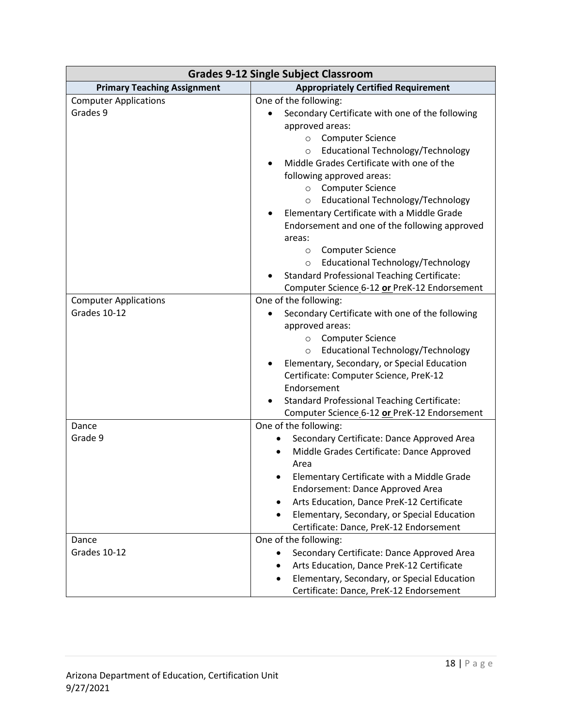| Grades 9-12 Single Subject Classroom | |
|---|---|
| **Primary Teaching Assignment** | **Appropriately Certified Requirement** |
| Computer Applications<br>Grades 9 | One of the following:<br>• Secondary Certificate with one of the following approved areas:<br>&nbsp;&nbsp;&nbsp;&nbsp;○ Computer Science<br>&nbsp;&nbsp;&nbsp;&nbsp;○ Educational Technology/Technology<br>• Middle Grades Certificate with one of the following approved areas:<br>&nbsp;&nbsp;&nbsp;&nbsp;○ Computer Science<br>&nbsp;&nbsp;&nbsp;&nbsp;○ Educational Technology/Technology<br>• Elementary Certificate with a Middle Grade Endorsement and one of the following approved areas:<br>&nbsp;&nbsp;&nbsp;&nbsp;○ Computer Science<br>&nbsp;&nbsp;&nbsp;&nbsp;○ Educational Technology/Technology<br>• Standard Professional Teaching Certificate: Computer Science 6-12 **or** PreK-12 Endorsement |
| Computer Applications<br>Grades 10-12 | One of the following:<br>• Secondary Certificate with one of the following approved areas:<br>&nbsp;&nbsp;&nbsp;&nbsp;○ Computer Science<br>&nbsp;&nbsp;&nbsp;&nbsp;○ Educational Technology/Technology<br>• Elementary, Secondary, or Special Education Certificate: Computer Science, PreK-12 Endorsement<br>• Standard Professional Teaching Certificate: Computer Science 6-12 **or** PreK-12 Endorsement |
| Dance<br>Grade 9 | One of the following:<br>• Secondary Certificate: Dance Approved Area<br>• Middle Grades Certificate: Dance Approved Area<br>• Elementary Certificate with a Middle Grade Endorsement: Dance Approved Area<br>• Arts Education, Dance PreK-12 Certificate<br>• Elementary, Secondary, or Special Education Certificate: Dance, PreK-12 Endorsement |
| Dance<br>Grades 10-12 | One of the following:<br>• Secondary Certificate: Dance Approved Area<br>• Arts Education, Dance PreK-12 Certificate<br>• Elementary, Secondary, or Special Education Certificate: Dance, PreK-12 Endorsement |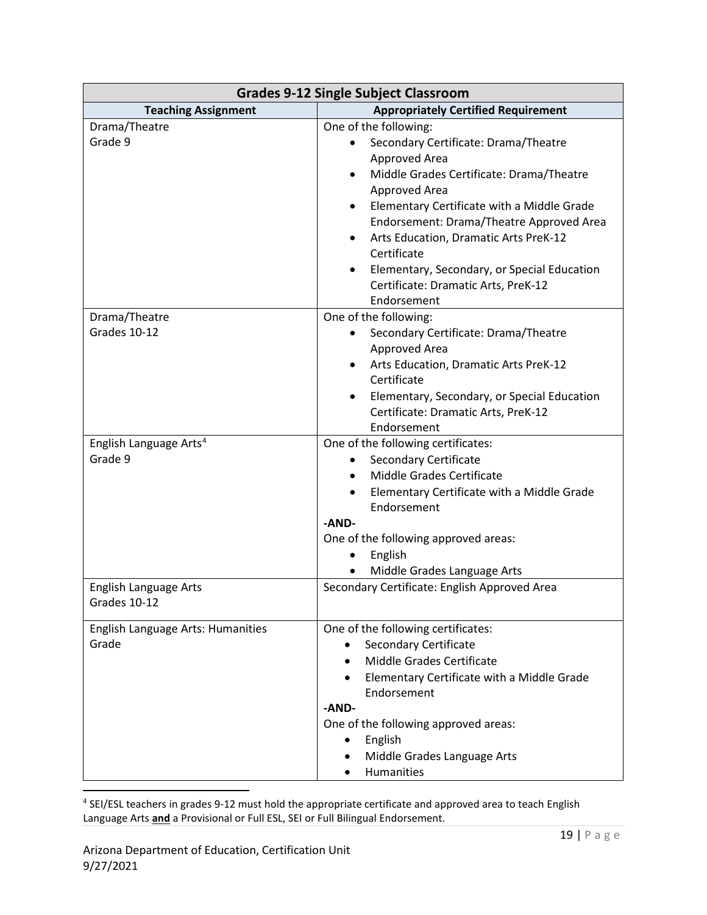| Grades 9-12 Single Subject Classroom | |
|---|---|
| **Teaching Assignment** | **Appropriately Certified Requirement** |
| Drama/Theatre<br>Grade 9 | One of the following:<br>• Secondary Certificate: Drama/Theatre Approved Area<br>• Middle Grades Certificate: Drama/Theatre Approved Area<br>• Elementary Certificate with a Middle Grade Endorsement: Drama/Theatre Approved Area<br>• Arts Education, Dramatic Arts PreK-12 Certificate<br>• Elementary, Secondary, or Special Education Certificate: Dramatic Arts, PreK-12 Endorsement |
| Drama/Theatre<br>Grades 10-12 | One of the following:<br>• Secondary Certificate: Drama/Theatre Approved Area<br>• Arts Education, Dramatic Arts PreK-12 Certificate<br>• Elementary, Secondary, or Special Education Certificate: Dramatic Arts, PreK-12 Endorsement |
| English Language Arts[4]<br>Grade 9 | One of the following certificates:<br>• Secondary Certificate<br>• Middle Grades Certificate<br>• Elementary Certificate with a Middle Grade Endorsement<br>**-AND-**<br>One of the following approved areas:<br>• English<br>• Middle Grades Language Arts |
| English Language Arts<br>Grades 10-12 | Secondary Certificate: English Approved Area |
| English Language Arts: Humanities<br>Grade | One of the following certificates:<br>• Secondary Certificate<br>• Middle Grades Certificate<br>• Elementary Certificate with a Middle Grade Endorsement<br>**-AND-**<br>One of the following approved areas:<br>• English<br>• Middle Grades Language Arts<br>• Humanities |

[4] SEI/ESL teachers in grades 9-12 must hold the appropriate certificate and approved area to teach English Language Arts **and** a Provisional or Full ESL, SEI or Full Bilingual Endorsement.

Arizona Department of Education, Certification Unit
9/27/2021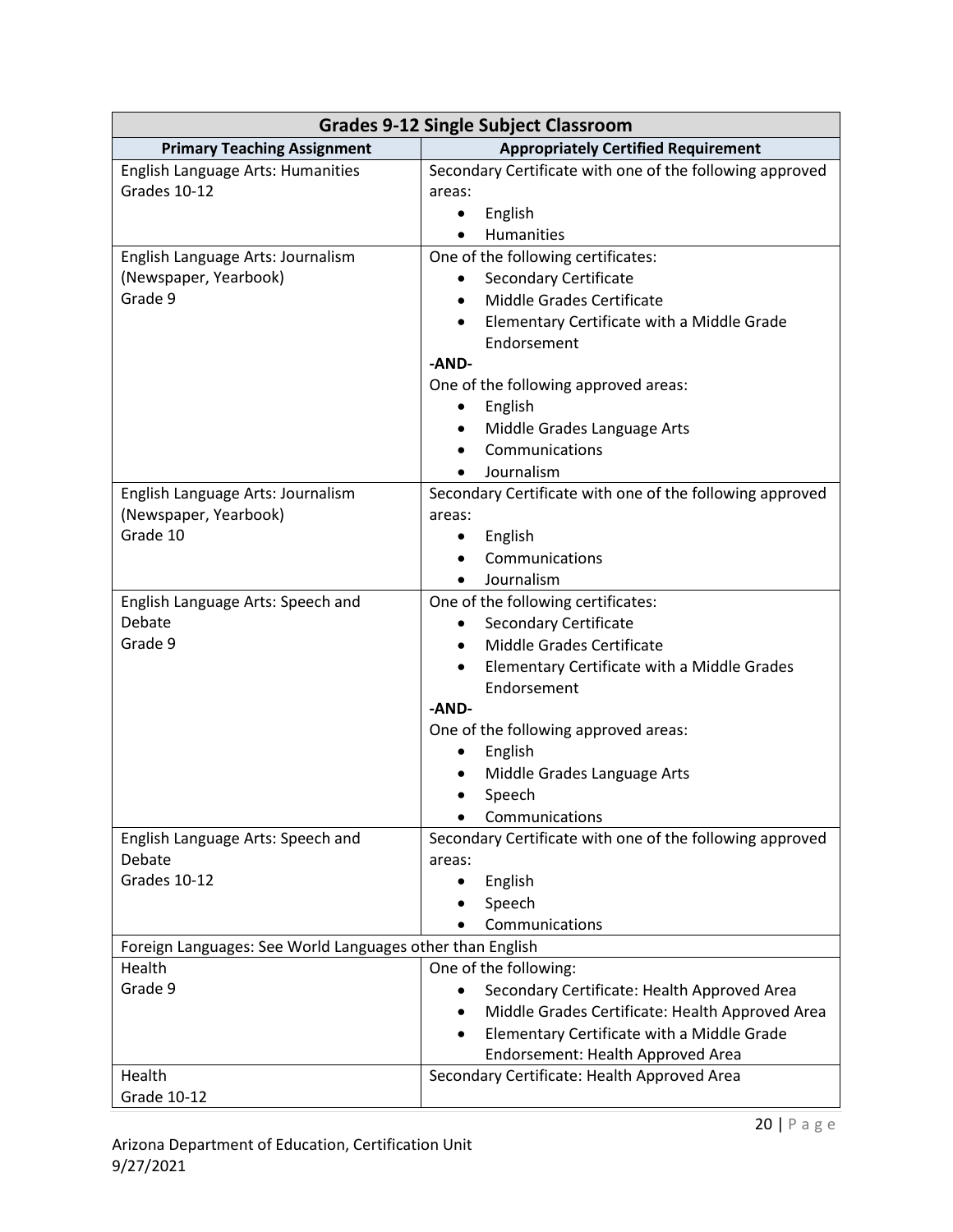| Grades 9-12 Single Subject Classroom | |
|---|---|
| **Primary Teaching Assignment** | **Appropriately Certified Requirement** |
| English Language Arts: Humanities<br>Grades 10-12 | Secondary Certificate with one of the following approved areas:<br>• English<br>• Humanities |
| English Language Arts: Journalism (Newspaper, Yearbook)<br>Grade 9 | One of the following certificates:<br>• Secondary Certificate<br>• Middle Grades Certificate<br>• Elementary Certificate with a Middle Grade Endorsement<br>**-AND-**<br>One of the following approved areas:<br>• English<br>• Middle Grades Language Arts<br>• Communications<br>• Journalism |
| English Language Arts: Journalism (Newspaper, Yearbook)<br>Grade 10 | Secondary Certificate with one of the following approved areas:<br>• English<br>• Communications<br>• Journalism |
| English Language Arts: Speech and Debate<br>Grade 9 | One of the following certificates:<br>• Secondary Certificate<br>• Middle Grades Certificate<br>• Elementary Certificate with a Middle Grades Endorsement<br>**-AND-**<br>One of the following approved areas:<br>• English<br>• Middle Grades Language Arts<br>• Speech<br>• Communications |
| English Language Arts: Speech and Debate<br>Grades 10-12 | Secondary Certificate with one of the following approved areas:<br>• English<br>• Speech<br>• Communications |
| Foreign Languages: See World Languages other than English | |
| Health<br>Grade 9 | One of the following:<br>• Secondary Certificate: Health Approved Area<br>• Middle Grades Certificate: Health Approved Area<br>• Elementary Certificate with a Middle Grade Endorsement: Health Approved Area |
| Health<br>Grade 10-12 | Secondary Certificate: Health Approved Area |

Arizona Department of Education, Certification Unit
9/27/2021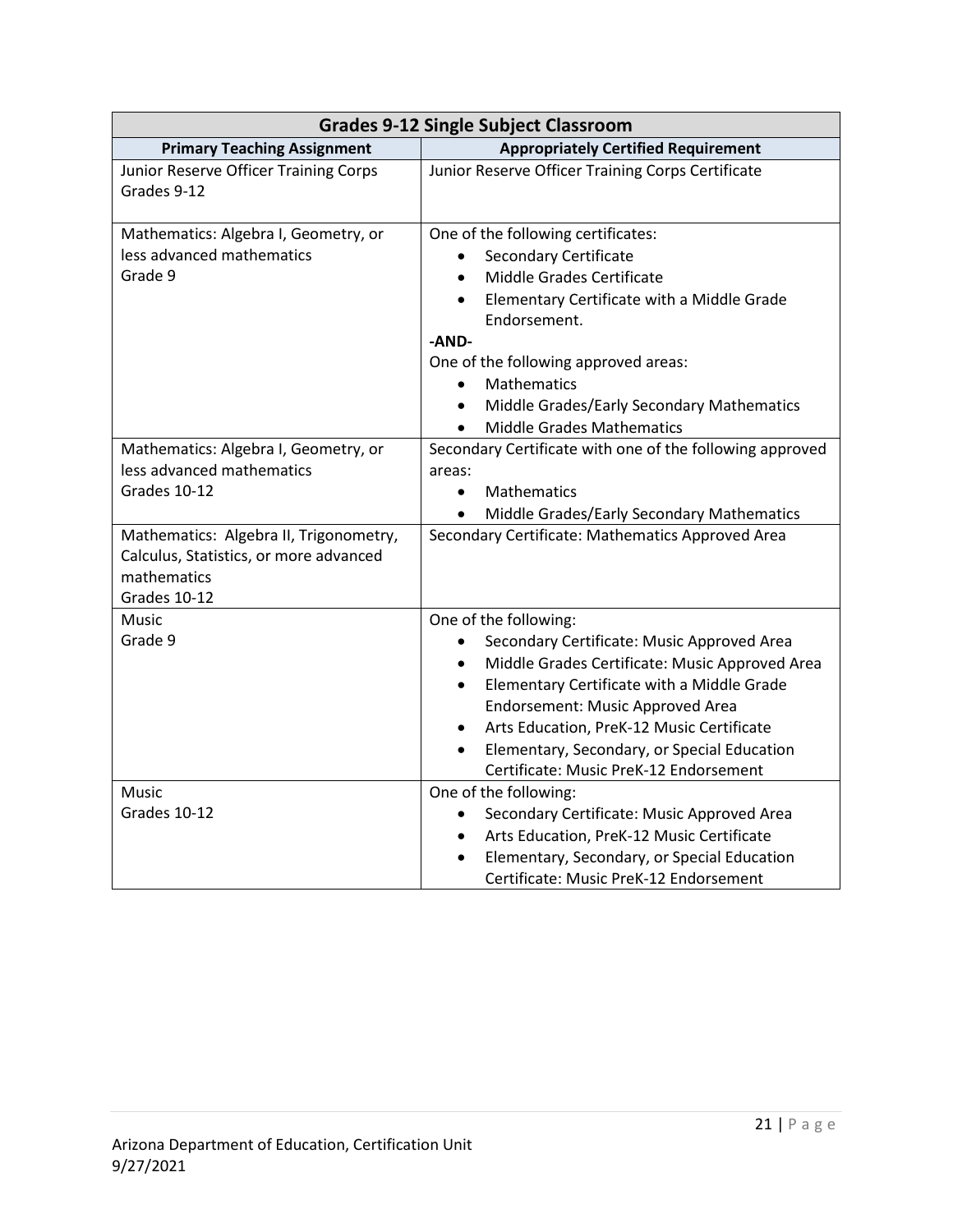| Grades 9-12 Single Subject Classroom | |
|---|---|
| **Primary Teaching Assignment** | **Appropriately Certified Requirement** |
| Junior Reserve Officer Training Corps<br>Grades 9-12 | Junior Reserve Officer Training Corps Certificate |
| Mathematics: Algebra I, Geometry, or less advanced mathematics<br>Grade 9 | One of the following certificates:<br>• Secondary Certificate<br>• Middle Grades Certificate<br>• Elementary Certificate with a Middle Grade Endorsement.<br>**-AND-**<br>One of the following approved areas:<br>• Mathematics<br>• Middle Grades/Early Secondary Mathematics<br>• Middle Grades Mathematics |
| Mathematics: Algebra I, Geometry, or less advanced mathematics<br>Grades 10-12 | Secondary Certificate with one of the following approved areas:<br>• Mathematics<br>• Middle Grades/Early Secondary Mathematics |
| Mathematics: Algebra II, Trigonometry, Calculus, Statistics, or more advanced mathematics<br>Grades 10-12 | Secondary Certificate: Mathematics Approved Area |
| Music<br>Grade 9 | One of the following:<br>• Secondary Certificate: Music Approved Area<br>• Middle Grades Certificate: Music Approved Area<br>• Elementary Certificate with a Middle Grade Endorsement: Music Approved Area<br>• Arts Education, PreK-12 Music Certificate<br>• Elementary, Secondary, or Special Education Certificate: Music PreK-12 Endorsement |
| Music<br>Grades 10-12 | One of the following:<br>• Secondary Certificate: Music Approved Area<br>• Arts Education, PreK-12 Music Certificate<br>• Elementary, Secondary, or Special Education Certificate: Music PreK-12 Endorsement |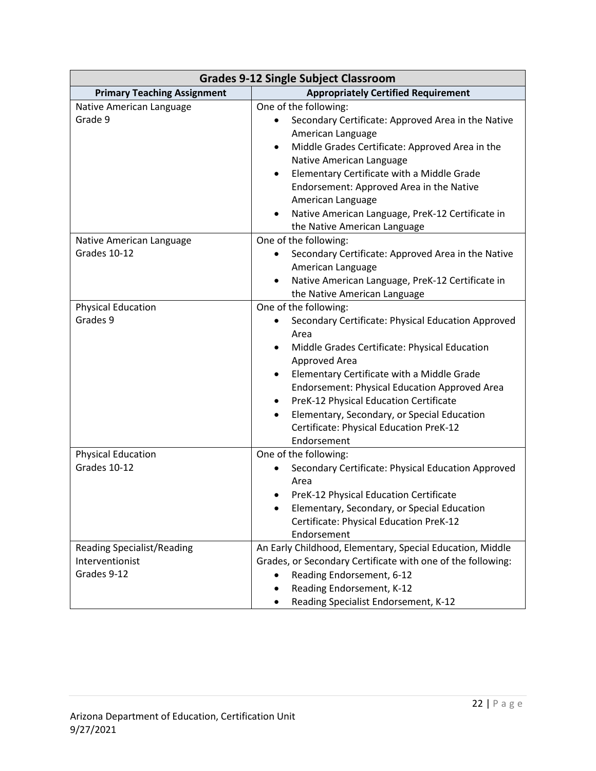| Grades 9-12 Single Subject Classroom | |
|---|---|
| **Primary Teaching Assignment** | **Appropriately Certified Requirement** |
| Native American Language<br>Grade 9 | One of the following:<br>• Secondary Certificate: Approved Area in the Native American Language<br>• Middle Grades Certificate: Approved Area in the Native American Language<br>• Elementary Certificate with a Middle Grade Endorsement: Approved Area in the Native American Language<br>• Native American Language, PreK-12 Certificate in the Native American Language |
| Native American Language<br>Grades 10-12 | One of the following:<br>• Secondary Certificate: Approved Area in the Native American Language<br>• Native American Language, PreK-12 Certificate in the Native American Language |
| Physical Education<br>Grades 9 | One of the following:<br>• Secondary Certificate: Physical Education Approved Area<br>• Middle Grades Certificate: Physical Education Approved Area<br>• Elementary Certificate with a Middle Grade Endorsement: Physical Education Approved Area<br>• PreK-12 Physical Education Certificate<br>• Elementary, Secondary, or Special Education Certificate: Physical Education PreK-12 Endorsement |
| Physical Education<br>Grades 10-12 | One of the following:<br>• Secondary Certificate: Physical Education Approved Area<br>• PreK-12 Physical Education Certificate<br>• Elementary, Secondary, or Special Education Certificate: Physical Education PreK-12 Endorsement |
| Reading Specialist/Reading Interventionist<br>Grades 9-12 | An Early Childhood, Elementary, Special Education, Middle Grades, or Secondary Certificate with one of the following:<br>• Reading Endorsement, 6-12<br>• Reading Endorsement, K-12<br>• Reading Specialist Endorsement, K-12 |

Arizona Department of Education, Certification Unit
9/27/2021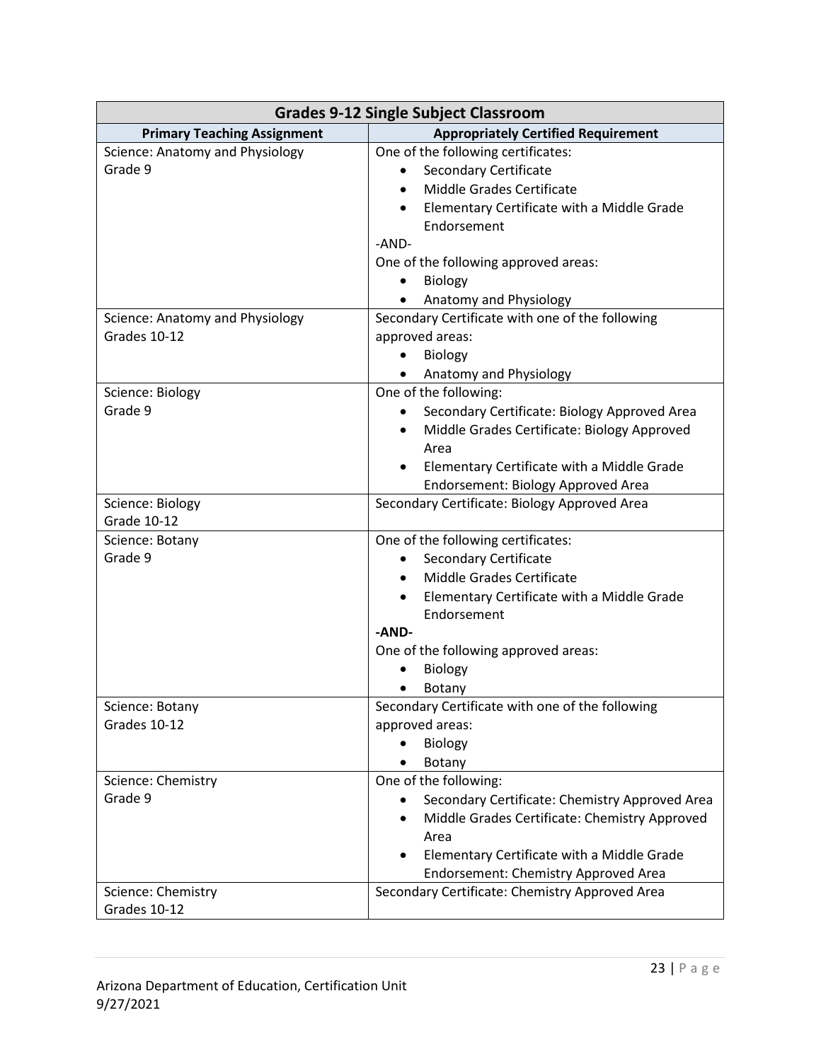| Grades 9-12 Single Subject Classroom | |
|---|---|
| **Primary Teaching Assignment** | **Appropriately Certified Requirement** |
| Science: Anatomy and Physiology<br>Grade 9 | One of the following certificates:<br>• Secondary Certificate<br>• Middle Grades Certificate<br>• Elementary Certificate with a Middle Grade Endorsement<br>-AND-<br>One of the following approved areas:<br>• Biology<br>• Anatomy and Physiology |
| Science: Anatomy and Physiology<br>Grades 10-12 | Secondary Certificate with one of the following approved areas:<br>• Biology<br>• Anatomy and Physiology |
| Science: Biology<br>Grade 9 | One of the following:<br>• Secondary Certificate: Biology Approved Area<br>• Middle Grades Certificate: Biology Approved Area<br>• Elementary Certificate with a Middle Grade Endorsement: Biology Approved Area |
| Science: Biology<br>Grade 10-12 | Secondary Certificate: Biology Approved Area |
| Science: Botany<br>Grade 9 | One of the following certificates:<br>• Secondary Certificate<br>• Middle Grades Certificate<br>• Elementary Certificate with a Middle Grade Endorsement<br>**-AND-**<br>One of the following approved areas:<br>• Biology<br>• Botany |
| Science: Botany<br>Grades 10-12 | Secondary Certificate with one of the following approved areas:<br>• Biology<br>• Botany |
| Science: Chemistry<br>Grade 9 | One of the following:<br>• Secondary Certificate: Chemistry Approved Area<br>• Middle Grades Certificate: Chemistry Approved Area<br>• Elementary Certificate with a Middle Grade Endorsement: Chemistry Approved Area |
| Science: Chemistry<br>Grades 10-12 | Secondary Certificate: Chemistry Approved Area |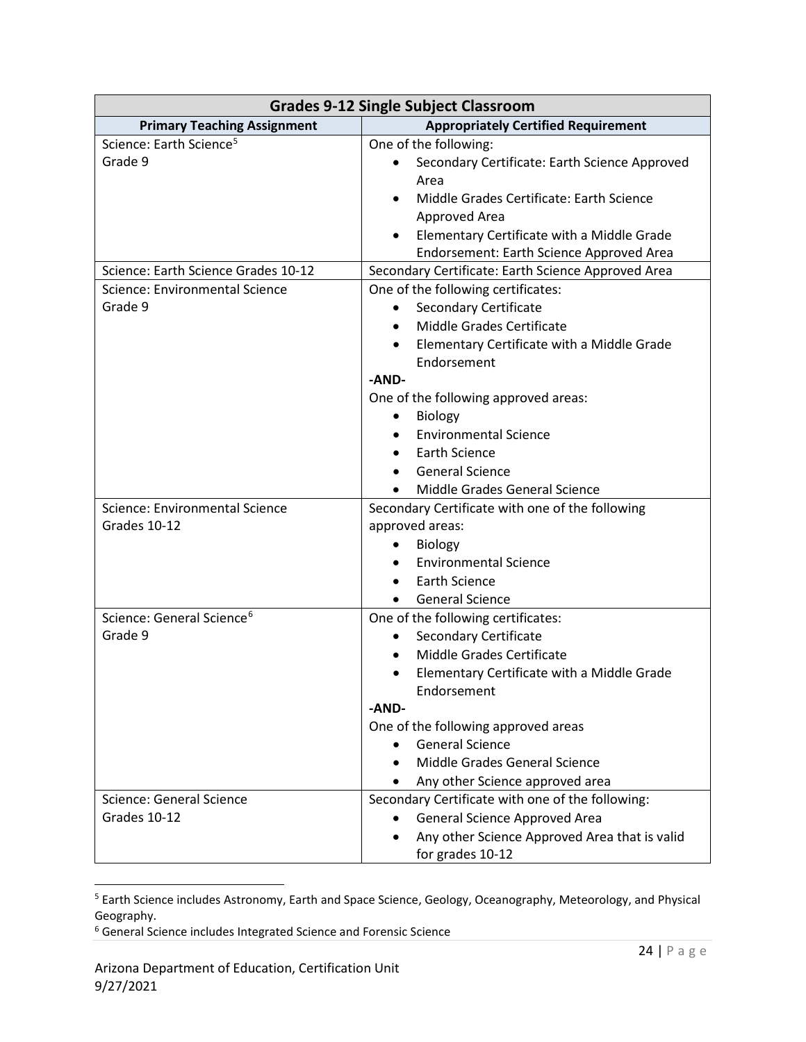| Grades 9-12 Single Subject Classroom | |
|---|---|
| **Primary Teaching Assignment** | **Appropriately Certified Requirement** |
| Science: Earth Science[5]<br>Grade 9 | One of the following:<br>• Secondary Certificate: Earth Science Approved Area<br>• Middle Grades Certificate: Earth Science Approved Area<br>• Elementary Certificate with a Middle Grade Endorsement: Earth Science Approved Area |
| Science: Earth Science Grades 10-12 | Secondary Certificate: Earth Science Approved Area |
| Science: Environmental Science<br>Grade 9 | One of the following certificates:<br>• Secondary Certificate<br>• Middle Grades Certificate<br>• Elementary Certificate with a Middle Grade Endorsement<br>**-AND-**<br>One of the following approved areas:<br>• Biology<br>• Environmental Science<br>• Earth Science<br>• General Science<br>• Middle Grades General Science |
| Science: Environmental Science<br>Grades 10-12 | Secondary Certificate with one of the following approved areas:<br>• Biology<br>• Environmental Science<br>• Earth Science<br>• General Science |
| Science: General Science[6]<br>Grade 9 | One of the following certificates:<br>• Secondary Certificate<br>• Middle Grades Certificate<br>• Elementary Certificate with a Middle Grade Endorsement<br>**-AND-**<br>One of the following approved areas<br>• General Science<br>• Middle Grades General Science<br>• Any other Science approved area |
| Science: General Science<br>Grades 10-12 | Secondary Certificate with one of the following:<br>• General Science Approved Area<br>• Any other Science Approved Area that is valid for grades 10-12 |

[5] Earth Science includes Astronomy, Earth and Space Science, Geology, Oceanography, Meteorology, and Physical Geography.

[6] General Science includes Integrated Science and Forensic Science

Arizona Department of Education, Certification Unit
9/27/2021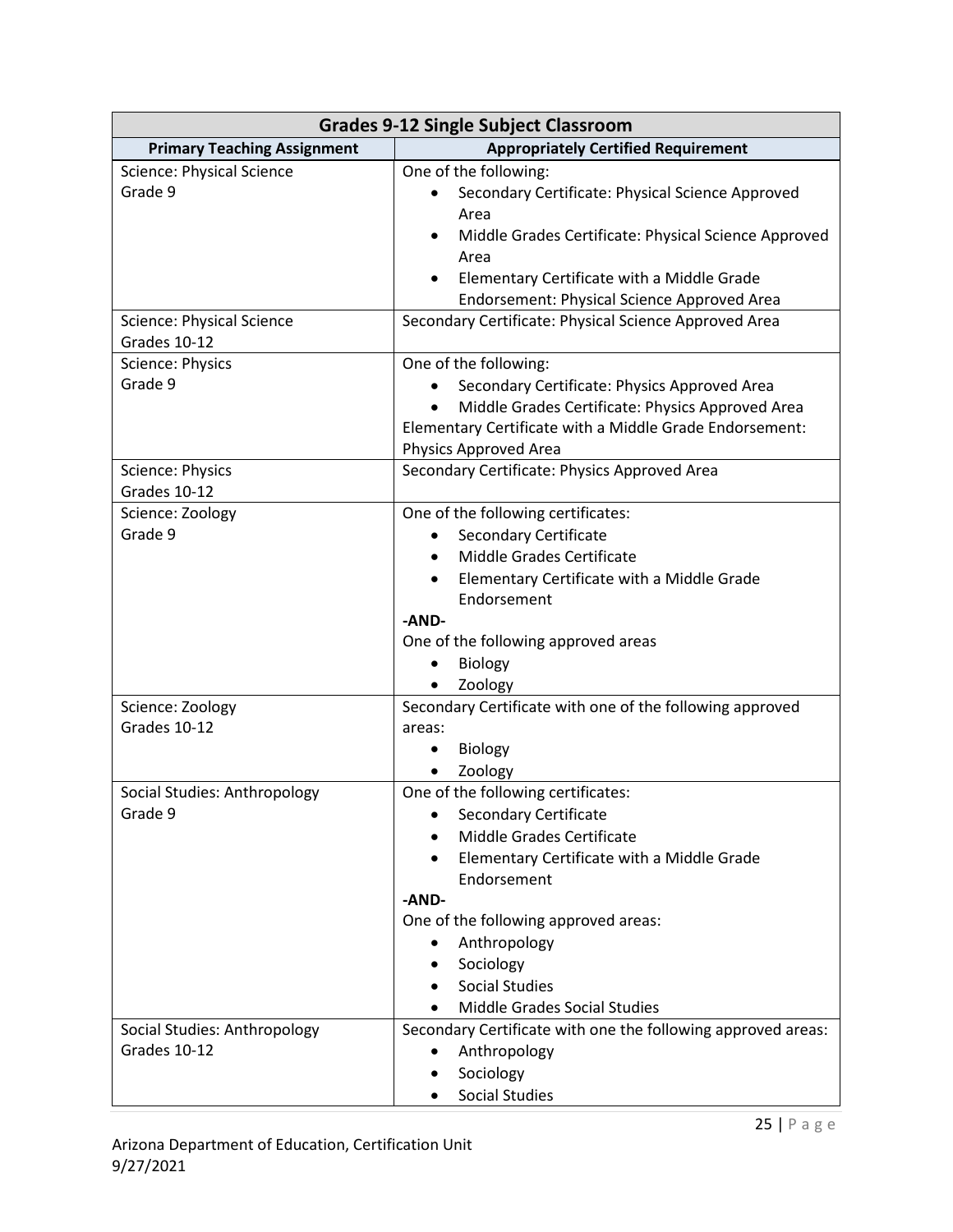| Grades 9-12 Single Subject Classroom | |
|---|---|
| **Primary Teaching Assignment** | **Appropriately Certified Requirement** |
| Science: Physical Science<br>Grade 9 | One of the following:<br>• Secondary Certificate: Physical Science Approved Area<br>• Middle Grades Certificate: Physical Science Approved Area<br>• Elementary Certificate with a Middle Grade Endorsement: Physical Science Approved Area |
| Science: Physical Science<br>Grades 10-12 | Secondary Certificate: Physical Science Approved Area |
| Science: Physics<br>Grade 9 | One of the following:<br>• Secondary Certificate: Physics Approved Area<br>• Middle Grades Certificate: Physics Approved Area<br>Elementary Certificate with a Middle Grade Endorsement: Physics Approved Area |
| Science: Physics<br>Grades 10-12 | Secondary Certificate: Physics Approved Area |
| Science: Zoology<br>Grade 9 | One of the following certificates:<br>• Secondary Certificate<br>• Middle Grades Certificate<br>• Elementary Certificate with a Middle Grade Endorsement<br>**-AND-**<br>One of the following approved areas<br>• Biology<br>• Zoology |
| Science: Zoology<br>Grades 10-12 | Secondary Certificate with one of the following approved areas:<br>• Biology<br>• Zoology |
| Social Studies: Anthropology<br>Grade 9 | One of the following certificates:<br>• Secondary Certificate<br>• Middle Grades Certificate<br>• Elementary Certificate with a Middle Grade Endorsement<br>**-AND-**<br>One of the following approved areas:<br>• Anthropology<br>• Sociology<br>• Social Studies<br>• Middle Grades Social Studies |
| Social Studies: Anthropology<br>Grades 10-12 | Secondary Certificate with one the following approved areas:<br>• Anthropology<br>• Sociology<br>• Social Studies |

Arizona Department of Education, Certification Unit
9/27/2021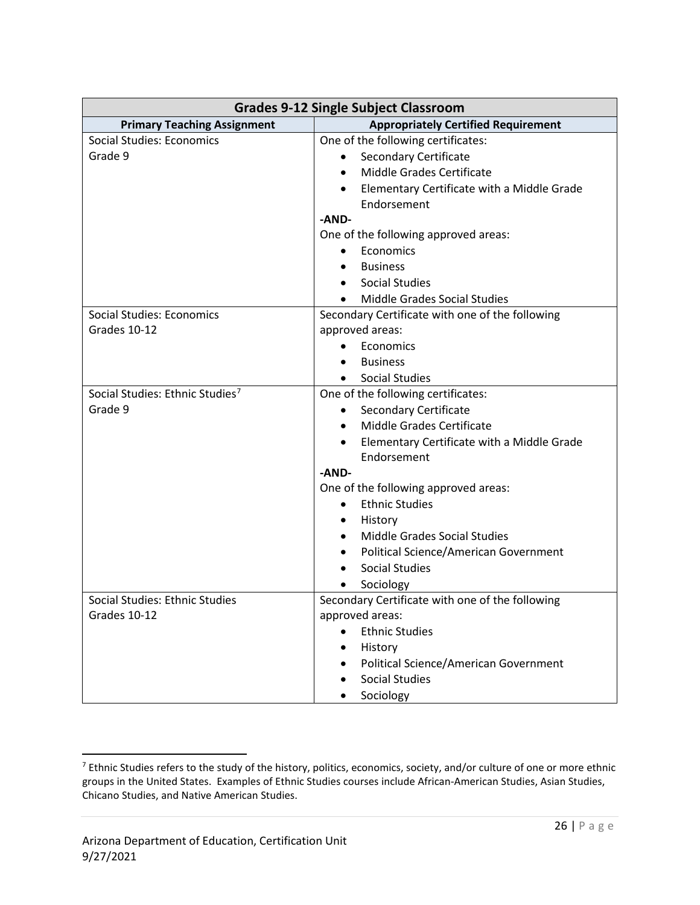| Grades 9-12 Single Subject Classroom | |
|---|---|
| **Primary Teaching Assignment** | **Appropriately Certified Requirement** |
| Social Studies: Economics<br>Grade 9 | One of the following certificates:<br>• Secondary Certificate<br>• Middle Grades Certificate<br>• Elementary Certificate with a Middle Grade Endorsement<br>**-AND-**<br>One of the following approved areas:<br>• Economics<br>• Business<br>• Social Studies<br>• Middle Grades Social Studies |
| Social Studies: Economics<br>Grades 10-12 | Secondary Certificate with one of the following approved areas:<br>• Economics<br>• Business<br>• Social Studies |
| Social Studies: Ethnic Studies[7]<br>Grade 9 | One of the following certificates:<br>• Secondary Certificate<br>• Middle Grades Certificate<br>• Elementary Certificate with a Middle Grade Endorsement<br>**-AND-**<br>One of the following approved areas:<br>• Ethnic Studies<br>• History<br>• Middle Grades Social Studies<br>• Political Science/American Government<br>• Social Studies<br>• Sociology |
| Social Studies: Ethnic Studies<br>Grades 10-12 | Secondary Certificate with one of the following approved areas:<br>• Ethnic Studies<br>• History<br>• Political Science/American Government<br>• Social Studies<br>• Sociology |

[7] Ethnic Studies refers to the study of the history, politics, economics, society, and/or culture of one or more ethnic groups in the United States. Examples of Ethnic Studies courses include African-American Studies, Asian Studies, Chicano Studies, and Native American Studies.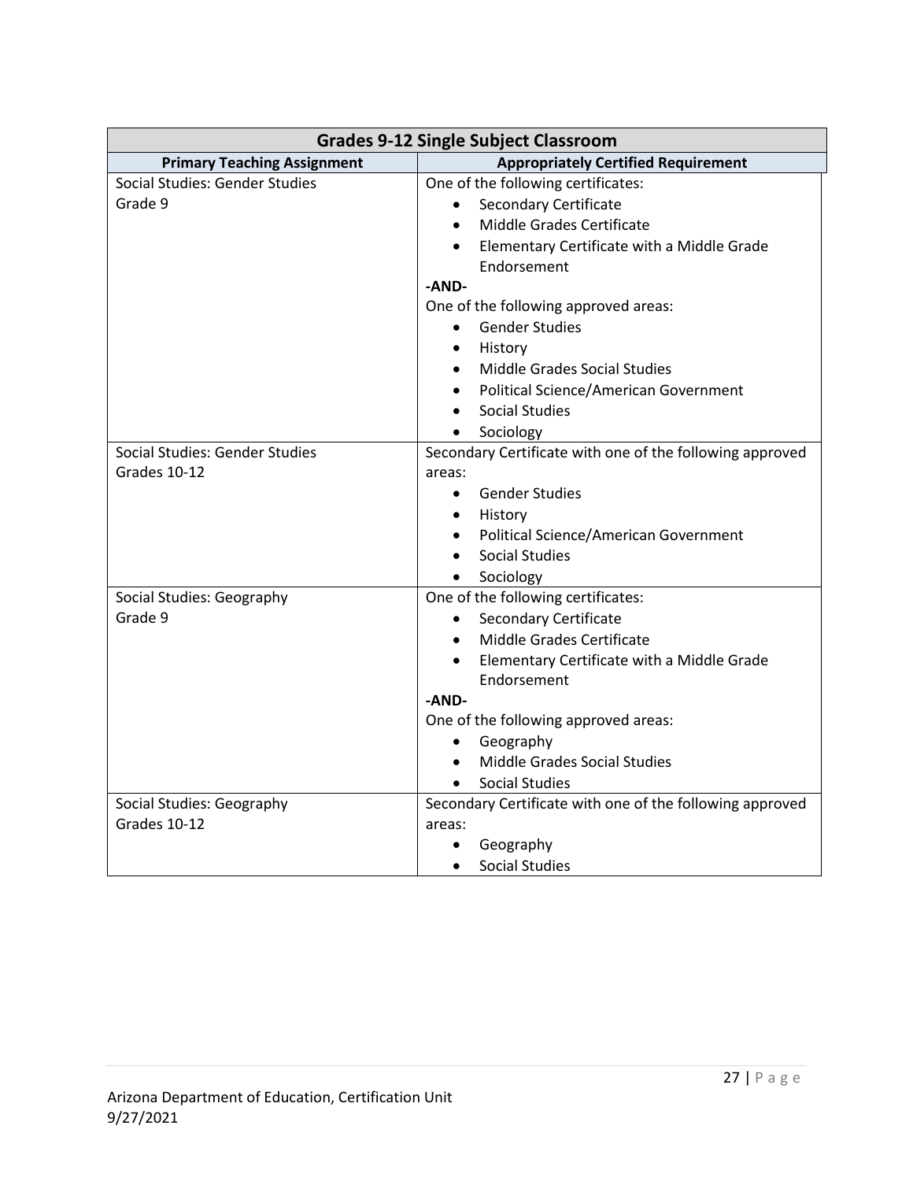| Grades 9-12 Single Subject Classroom | |
| --- | --- |
| **Primary Teaching Assignment** | **Appropriately Certified Requirement** |
| Social Studies: Gender Studies<br>Grade 9 | One of the following certificates:<br>• Secondary Certificate<br>• Middle Grades Certificate<br>• Elementary Certificate with a Middle Grade Endorsement<br>**-AND-**<br>One of the following approved areas:<br>• Gender Studies<br>• History<br>• Middle Grades Social Studies<br>• Political Science/American Government<br>• Social Studies<br>• Sociology |
| Social Studies: Gender Studies<br>Grades 10-12 | Secondary Certificate with one of the following approved areas:<br>• Gender Studies<br>• History<br>• Political Science/American Government<br>• Social Studies<br>• Sociology |
| Social Studies: Geography<br>Grade 9 | One of the following certificates:<br>• Secondary Certificate<br>• Middle Grades Certificate<br>• Elementary Certificate with a Middle Grade Endorsement<br>**-AND-**<br>One of the following approved areas:<br>• Geography<br>• Middle Grades Social Studies<br>• Social Studies |
| Social Studies: Geography<br>Grades 10-12 | Secondary Certificate with one of the following approved areas:<br>• Geography<br>• Social Studies |

Arizona Department of Education, Certification Unit
9/27/2021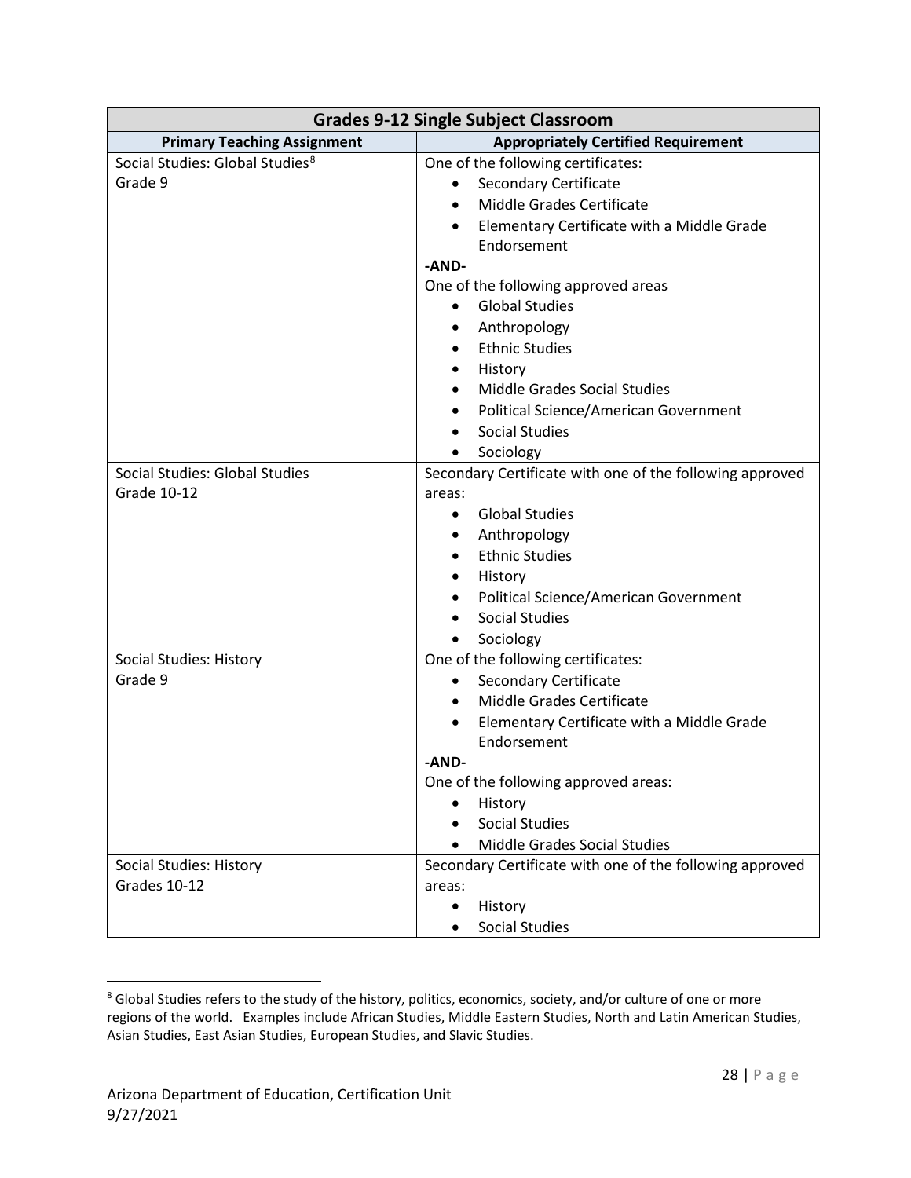| Grades 9-12 Single Subject Classroom | |
|---|---|
| **Primary Teaching Assignment** | **Appropriately Certified Requirement** |
| Social Studies: Global Studies[8]<br>Grade 9 | One of the following certificates:<br>• Secondary Certificate<br>• Middle Grades Certificate<br>• Elementary Certificate with a Middle Grade Endorsement<br>**-AND-**<br>One of the following approved areas<br>• Global Studies<br>• Anthropology<br>• Ethnic Studies<br>• History<br>• Middle Grades Social Studies<br>• Political Science/American Government<br>• Social Studies<br>• Sociology |
| Social Studies: Global Studies<br>Grade 10-12 | Secondary Certificate with one of the following approved areas:<br>• Global Studies<br>• Anthropology<br>• Ethnic Studies<br>• History<br>• Political Science/American Government<br>• Social Studies<br>• Sociology |
| Social Studies: History<br>Grade 9 | One of the following certificates:<br>• Secondary Certificate<br>• Middle Grades Certificate<br>• Elementary Certificate with a Middle Grade Endorsement<br>**-AND-**<br>One of the following approved areas:<br>• History<br>• Social Studies<br>• Middle Grades Social Studies |
| Social Studies: History<br>Grades 10-12 | Secondary Certificate with one of the following approved areas:<br>• History<br>• Social Studies |

[8] Global Studies refers to the study of the history, politics, economics, society, and/or culture of one or more regions of the world. Examples include African Studies, Middle Eastern Studies, North and Latin American Studies, Asian Studies, East Asian Studies, European Studies, and Slavic Studies.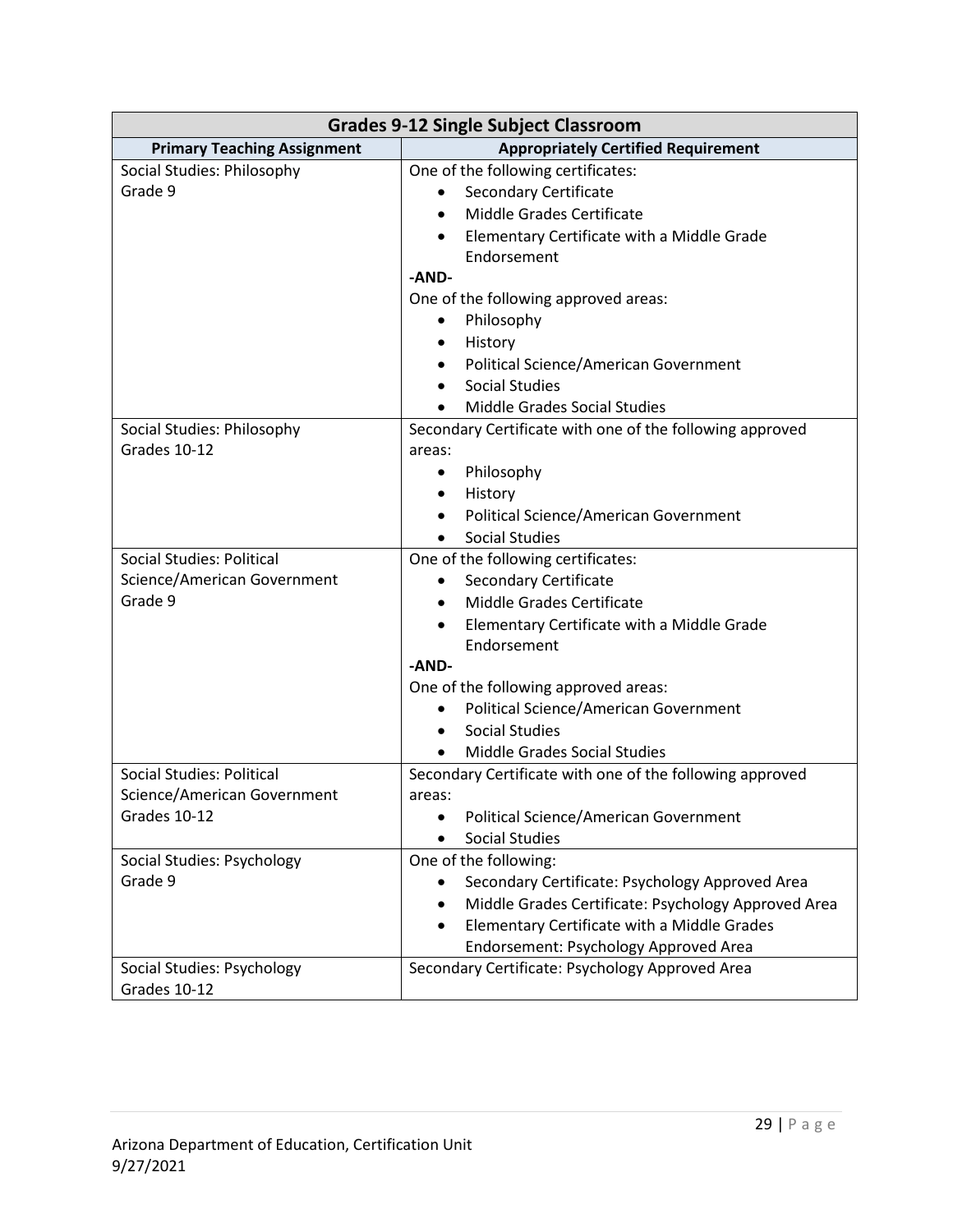| Grades 9-12 Single Subject Classroom | |
|---|---|
| **Primary Teaching Assignment** | **Appropriately Certified Requirement** |
| Social Studies: Philosophy<br>Grade 9 | One of the following certificates:<br>• Secondary Certificate<br>• Middle Grades Certificate<br>• Elementary Certificate with a Middle Grade Endorsement<br>**-AND-**<br>One of the following approved areas:<br>• Philosophy<br>• History<br>• Political Science/American Government<br>• Social Studies<br>• Middle Grades Social Studies |
| Social Studies: Philosophy<br>Grades 10-12 | Secondary Certificate with one of the following approved areas:<br>• Philosophy<br>• History<br>• Political Science/American Government<br>• Social Studies |
| Social Studies: Political Science/American Government<br>Grade 9 | One of the following certificates:<br>• Secondary Certificate<br>• Middle Grades Certificate<br>• Elementary Certificate with a Middle Grade Endorsement<br>**-AND-**<br>One of the following approved areas:<br>• Political Science/American Government<br>• Social Studies<br>• Middle Grades Social Studies |
| Social Studies: Political Science/American Government<br>Grades 10-12 | Secondary Certificate with one of the following approved areas:<br>• Political Science/American Government<br>• Social Studies |
| Social Studies: Psychology<br>Grade 9 | One of the following:<br>• Secondary Certificate: Psychology Approved Area<br>• Middle Grades Certificate: Psychology Approved Area<br>• Elementary Certificate with a Middle Grades Endorsement: Psychology Approved Area |
| Social Studies: Psychology<br>Grades 10-12 | Secondary Certificate: Psychology Approved Area |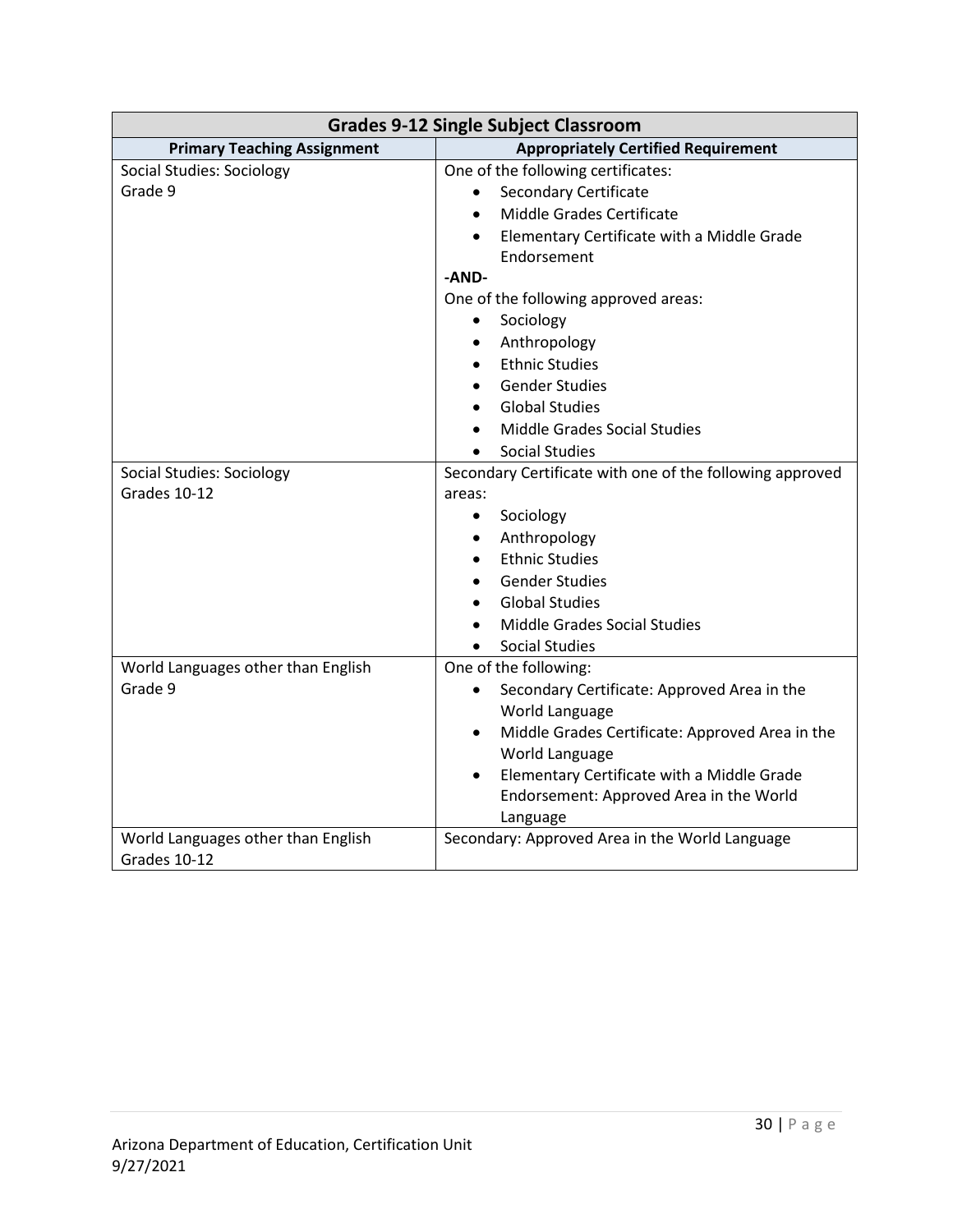| Grades 9-12 Single Subject Classroom | |
|---|---|
| **Primary Teaching Assignment** | **Appropriately Certified Requirement** |
| Social Studies: Sociology<br>Grade 9 | One of the following certificates:<br>• Secondary Certificate<br>• Middle Grades Certificate<br>• Elementary Certificate with a Middle Grade Endorsement<br>**-AND-**<br>One of the following approved areas:<br>• Sociology<br>• Anthropology<br>• Ethnic Studies<br>• Gender Studies<br>• Global Studies<br>• Middle Grades Social Studies<br>• Social Studies |
| Social Studies: Sociology<br>Grades 10-12 | Secondary Certificate with one of the following approved areas:<br>• Sociology<br>• Anthropology<br>• Ethnic Studies<br>• Gender Studies<br>• Global Studies<br>• Middle Grades Social Studies<br>• Social Studies |
| World Languages other than English<br>Grade 9 | One of the following:<br>• Secondary Certificate: Approved Area in the World Language<br>• Middle Grades Certificate: Approved Area in the World Language<br>• Elementary Certificate with a Middle Grade Endorsement: Approved Area in the World Language |
| World Languages other than English<br>Grades 10-12 | Secondary: Approved Area in the World Language |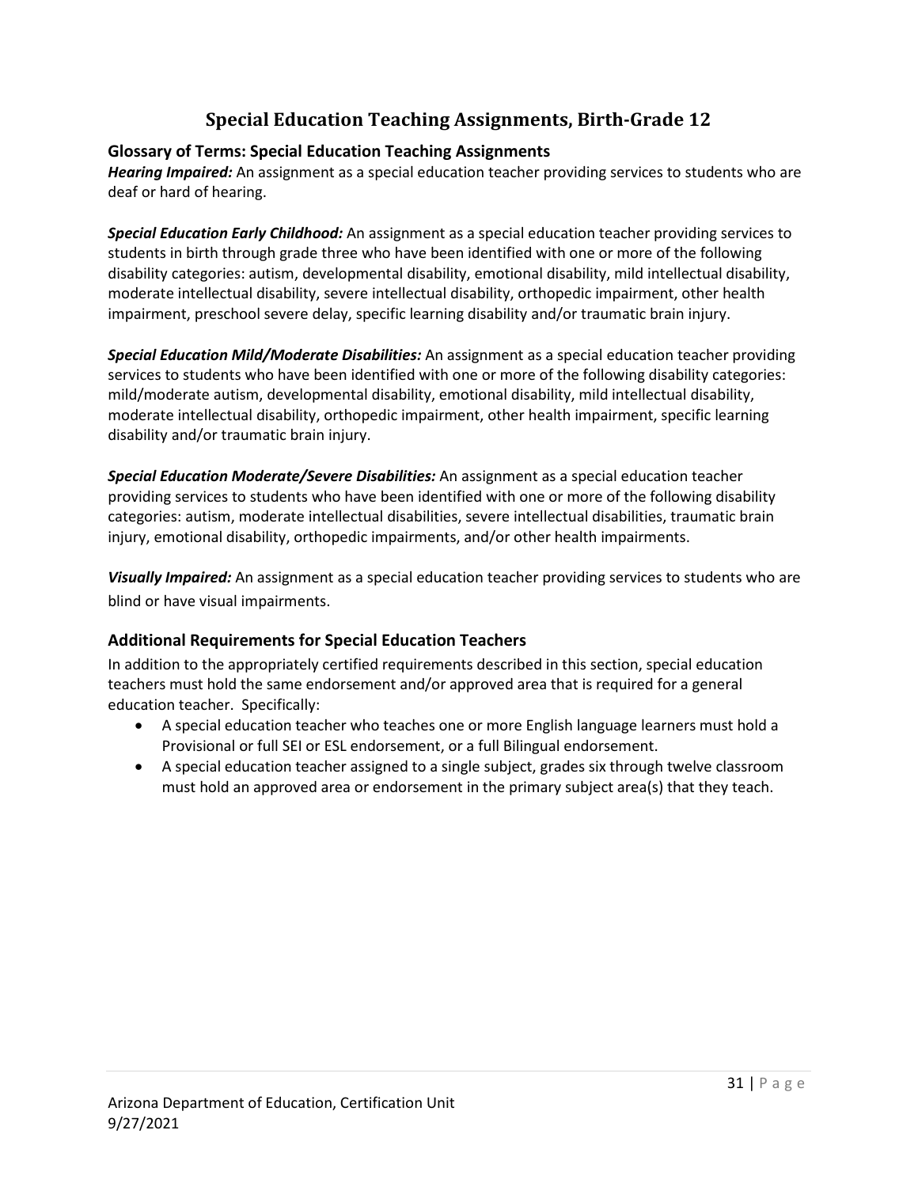# Special Education Teaching Assignments, Birth-Grade 12

## Glossary of Terms: Special Education Teaching Assignments

***Hearing Impaired:*** An assignment as a special education teacher providing services to students who are deaf or hard of hearing.

***Special Education Early Childhood:*** An assignment as a special education teacher providing services to students in birth through grade three who have been identified with one or more of the following disability categories: autism, developmental disability, emotional disability, mild intellectual disability, moderate intellectual disability, severe intellectual disability, orthopedic impairment, other health impairment, preschool severe delay, specific learning disability and/or traumatic brain injury.

***Special Education Mild/Moderate Disabilities:*** An assignment as a special education teacher providing services to students who have been identified with one or more of the following disability categories: mild/moderate autism, developmental disability, emotional disability, mild intellectual disability, moderate intellectual disability, orthopedic impairment, other health impairment, specific learning disability and/or traumatic brain injury.

***Special Education Moderate/Severe Disabilities:*** An assignment as a special education teacher providing services to students who have been identified with one or more of the following disability categories: autism, moderate intellectual disabilities, severe intellectual disabilities, traumatic brain injury, emotional disability, orthopedic impairments, and/or other health impairments.

***Visually Impaired:*** An assignment as a special education teacher providing services to students who are blind or have visual impairments.

## Additional Requirements for Special Education Teachers

In addition to the appropriately certified requirements described in this section, special education teachers must hold the same endorsement and/or approved area that is required for a general education teacher. Specifically:

- A special education teacher who teaches one or more English language learners must hold a Provisional or full SEI or ESL endorsement, or a full Bilingual endorsement.
- A special education teacher assigned to a single subject, grades six through twelve classroom must hold an approved area or endorsement in the primary subject area(s) that they teach.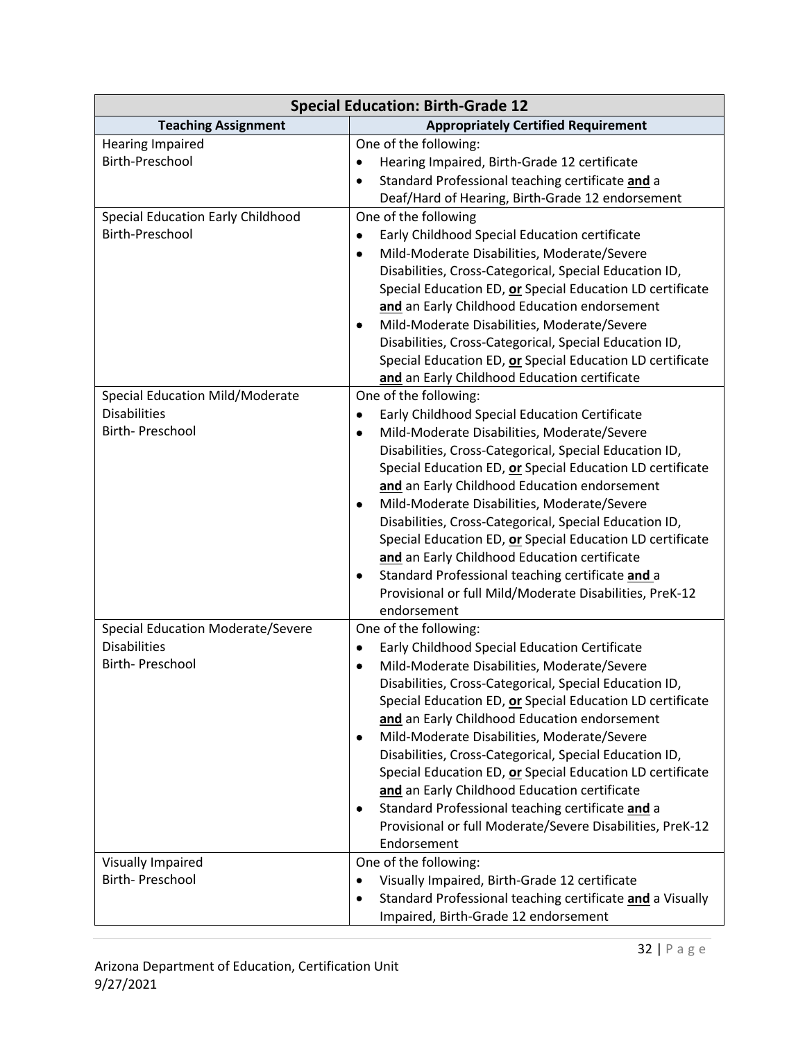| Special Education: Birth-Grade 12 | |
|---|---|
| **Teaching Assignment** | **Appropriately Certified Requirement** |
| Hearing Impaired<br>Birth-Preschool | One of the following:<br>• Hearing Impaired, Birth-Grade 12 certificate<br>• Standard Professional teaching certificate **and** a Deaf/Hard of Hearing, Birth-Grade 12 endorsement |
| Special Education Early Childhood<br>Birth-Preschool | One of the following<br>• Early Childhood Special Education certificate<br>• Mild-Moderate Disabilities, Moderate/Severe Disabilities, Cross-Categorical, Special Education ID, Special Education ED, **or** Special Education LD certificate **and** an Early Childhood Education endorsement<br>• Mild-Moderate Disabilities, Moderate/Severe Disabilities, Cross-Categorical, Special Education ID, Special Education ED, **or** Special Education LD certificate **and** an Early Childhood Education certificate |
| Special Education Mild/Moderate Disabilities<br>Birth- Preschool | One of the following:<br>• Early Childhood Special Education Certificate<br>• Mild-Moderate Disabilities, Moderate/Severe Disabilities, Cross-Categorical, Special Education ID, Special Education ED, **or** Special Education LD certificate **and** an Early Childhood Education endorsement<br>• Mild-Moderate Disabilities, Moderate/Severe Disabilities, Cross-Categorical, Special Education ID, Special Education ED, **or** Special Education LD certificate **and** an Early Childhood Education certificate<br>• Standard Professional teaching certificate **and** a Provisional or full Mild/Moderate Disabilities, PreK-12 endorsement |
| Special Education Moderate/Severe Disabilities<br>Birth- Preschool | One of the following:<br>• Early Childhood Special Education Certificate<br>• Mild-Moderate Disabilities, Moderate/Severe Disabilities, Cross-Categorical, Special Education ID, Special Education ED, **or** Special Education LD certificate **and** an Early Childhood Education endorsement<br>• Mild-Moderate Disabilities, Moderate/Severe Disabilities, Cross-Categorical, Special Education ID, Special Education ED, **or** Special Education LD certificate **and** an Early Childhood Education certificate<br>• Standard Professional teaching certificate **and** a Provisional or full Moderate/Severe Disabilities, PreK-12 Endorsement |
| Visually Impaired<br>Birth- Preschool | One of the following:<br>• Visually Impaired, Birth-Grade 12 certificate<br>• Standard Professional teaching certificate **and** a Visually Impaired, Birth-Grade 12 endorsement |

Arizona Department of Education, Certification Unit
9/27/2021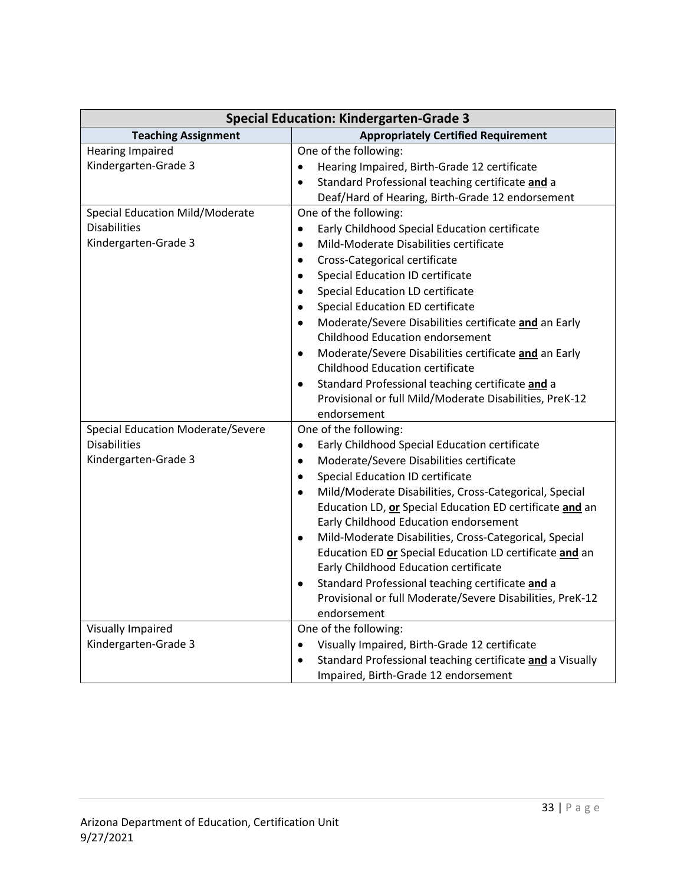| Special Education: Kindergarten-Grade 3 | |
|---|---|
| **Teaching Assignment** | **Appropriately Certified Requirement** |
| Hearing Impaired<br>Kindergarten-Grade 3 | One of the following:<br>• Hearing Impaired, Birth-Grade 12 certificate<br>• Standard Professional teaching certificate **and** a Deaf/Hard of Hearing, Birth-Grade 12 endorsement |
| Special Education Mild/Moderate Disabilities<br>Kindergarten-Grade 3 | One of the following:<br>• Early Childhood Special Education certificate<br>• Mild-Moderate Disabilities certificate<br>• Cross-Categorical certificate<br>• Special Education ID certificate<br>• Special Education LD certificate<br>• Special Education ED certificate<br>• Moderate/Severe Disabilities certificate **and** an Early Childhood Education endorsement<br>• Moderate/Severe Disabilities certificate **and** an Early Childhood Education certificate<br>• Standard Professional teaching certificate **and** a Provisional or full Mild/Moderate Disabilities, PreK-12 endorsement |
| Special Education Moderate/Severe Disabilities<br>Kindergarten-Grade 3 | One of the following:<br>• Early Childhood Special Education certificate<br>• Moderate/Severe Disabilities certificate<br>• Special Education ID certificate<br>• Mild/Moderate Disabilities, Cross-Categorical, Special Education LD, **or** Special Education ED certificate **and** an Early Childhood Education endorsement<br>• Mild-Moderate Disabilities, Cross-Categorical, Special Education ED **or** Special Education LD certificate **and** an Early Childhood Education certificate<br>• Standard Professional teaching certificate **and** a Provisional or full Moderate/Severe Disabilities, PreK-12 endorsement |
| Visually Impaired<br>Kindergarten-Grade 3 | One of the following:<br>• Visually Impaired, Birth-Grade 12 certificate<br>• Standard Professional teaching certificate **and** a Visually Impaired, Birth-Grade 12 endorsement |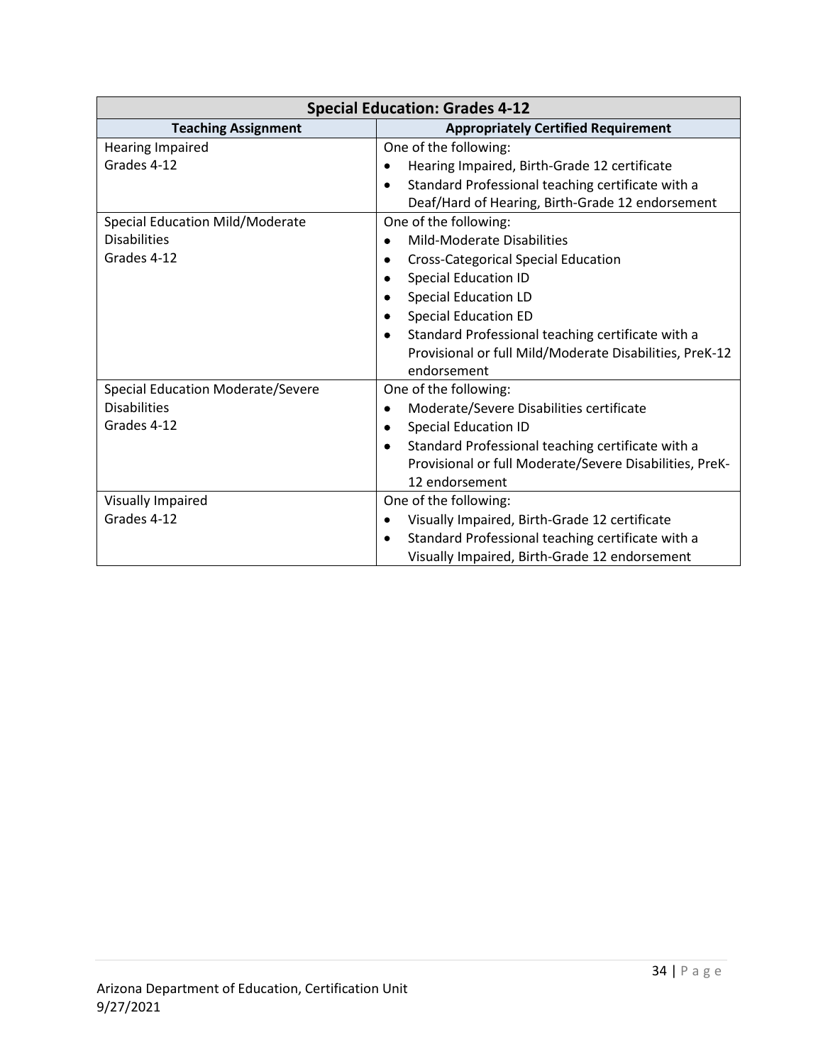| Special Education: Grades 4-12 | |
|---|---|
| **Teaching Assignment** | **Appropriately Certified Requirement** |
| Hearing Impaired<br>Grades 4-12 | One of the following:<br>• Hearing Impaired, Birth-Grade 12 certificate<br>• Standard Professional teaching certificate with a Deaf/Hard of Hearing, Birth-Grade 12 endorsement |
| Special Education Mild/Moderate Disabilities<br>Grades 4-12 | One of the following:<br>• Mild-Moderate Disabilities<br>• Cross-Categorical Special Education<br>• Special Education ID<br>• Special Education LD<br>• Special Education ED<br>• Standard Professional teaching certificate with a Provisional or full Mild/Moderate Disabilities, PreK-12 endorsement |
| Special Education Moderate/Severe Disabilities<br>Grades 4-12 | One of the following:<br>• Moderate/Severe Disabilities certificate<br>• Special Education ID<br>• Standard Professional teaching certificate with a Provisional or full Moderate/Severe Disabilities, PreK-12 endorsement |
| Visually Impaired<br>Grades 4-12 | One of the following:<br>• Visually Impaired, Birth-Grade 12 certificate<br>• Standard Professional teaching certificate with a Visually Impaired, Birth-Grade 12 endorsement |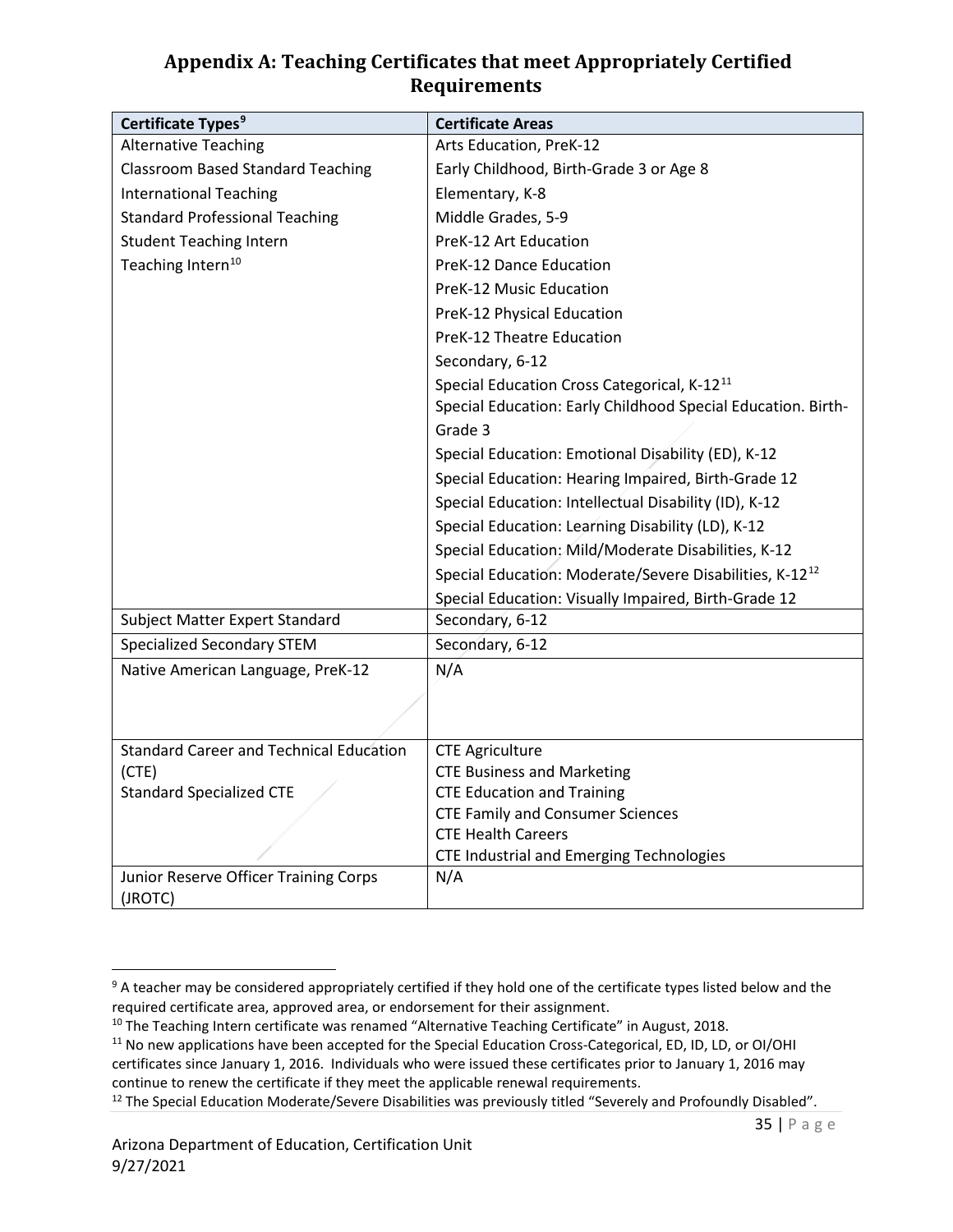# Appendix A: Teaching Certificates that meet Appropriately Certified Requirements

| Certificate Types[9] | Certificate Areas |
|---|---|
| Alternative Teaching<br>Classroom Based Standard Teaching<br>International Teaching<br>Standard Professional Teaching<br>Student Teaching Intern<br>Teaching Intern[10] | Arts Education, PreK-12<br>Early Childhood, Birth-Grade 3 or Age 8<br>Elementary, K-8<br>Middle Grades, 5-9<br>PreK-12 Art Education<br>PreK-12 Dance Education<br>PreK-12 Music Education<br>PreK-12 Physical Education<br>PreK-12 Theatre Education<br>Secondary, 6-12<br>Special Education Cross Categorical, K-12[11]<br>Special Education: Early Childhood Special Education. Birth-Grade 3<br>Special Education: Emotional Disability (ED), K-12<br>Special Education: Hearing Impaired, Birth-Grade 12<br>Special Education: Intellectual Disability (ID), K-12<br>Special Education: Learning Disability (LD), K-12<br>Special Education: Mild/Moderate Disabilities, K-12<br>Special Education: Moderate/Severe Disabilities, K-12[12]<br>Special Education: Visually Impaired, Birth-Grade 12 |
| Subject Matter Expert Standard | Secondary, 6-12 |
| Specialized Secondary STEM | Secondary, 6-12 |
| Native American Language, PreK-12 | N/A |
| Standard Career and Technical Education (CTE)<br>Standard Specialized CTE | CTE Agriculture<br>CTE Business and Marketing<br>CTE Education and Training<br>CTE Family and Consumer Sciences<br>CTE Health Careers<br>CTE Industrial and Emerging Technologies |
| Junior Reserve Officer Training Corps (JROTC) | N/A |

[9] A teacher may be considered appropriately certified if they hold one of the certificate types listed below and the required certificate area, approved area, or endorsement for their assignment.

[10] The Teaching Intern certificate was renamed "Alternative Teaching Certificate" in August, 2018.

[11] No new applications have been accepted for the Special Education Cross-Categorical, ED, ID, LD, or OI/OHI certificates since January 1, 2016. Individuals who were issued these certificates prior to January 1, 2016 may continue to renew the certificate if they meet the applicable renewal requirements.

[12] The Special Education Moderate/Severe Disabilities was previously titled "Severely and Profoundly Disabled".

Arizona Department of Education, Certification Unit
9/27/2021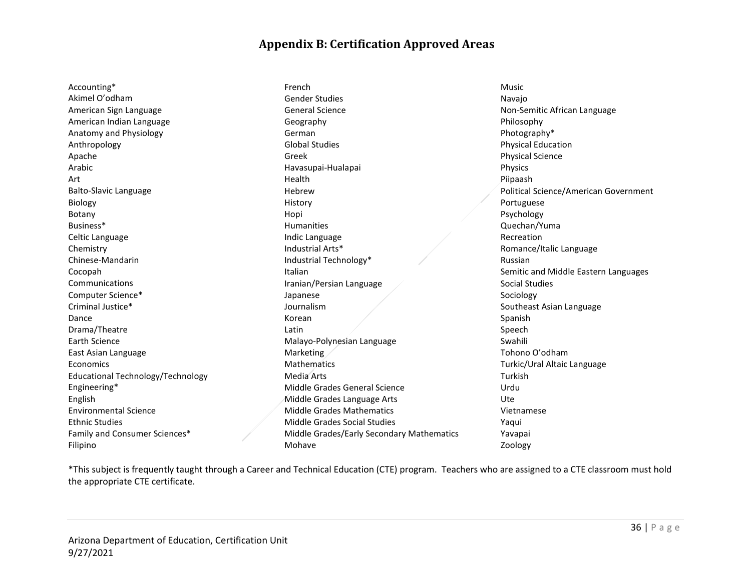## Appendix B: Certification Approved Areas

Accounting*
Akimel O'odham
American Sign Language
American Indian Language
Anatomy and Physiology
Anthropology
Apache
Arabic
Art
Balto-Slavic Language
Biology
Botany
Business*
Celtic Language
Chemistry
Chinese-Mandarin
Cocopah
Communications
Computer Science*
Criminal Justice*
Dance
Drama/Theatre
Earth Science
East Asian Language
Economics
Educational Technology/Technology
Engineering*
English
Environmental Science
Ethnic Studies
Family and Consumer Sciences*
Filipino
French
Gender Studies
General Science
Geography
German
Global Studies
Greek
Havasupai-Hualapai
Health
Hebrew
History
Hopi
Humanities
Indic Language
Industrial Arts*
Industrial Technology*
Italian
Iranian/Persian Language
Japanese
Journalism
Korean
Latin
Malayo-Polynesian Language
Marketing
Mathematics
Media Arts
Middle Grades General Science
Middle Grades Language Arts
Middle Grades Mathematics
Middle Grades Social Studies
Middle Grades/Early Secondary Mathematics
Mohave
Music
Navajo
Non-Semitic African Language
Philosophy
Photography*
Physical Education
Physical Science
Physics
Piipaash
Political Science/American Government
Portuguese
Psychology
Quechan/Yuma
Recreation
Romance/Italic Language
Russian
Semitic and Middle Eastern Languages
Social Studies
Sociology
Southeast Asian Language
Spanish
Speech
Swahili
Tohono O'odham
Turkic/Ural Altaic Language
Turkish
Urdu
Ute
Vietnamese
Yaqui
Yavapai
Zoology

*This subject is frequently taught through a Career and Technical Education (CTE) program. Teachers who are assigned to a CTE classroom must hold the appropriate CTE certificate.

Arizona Department of Education, Certification Unit
9/27/2021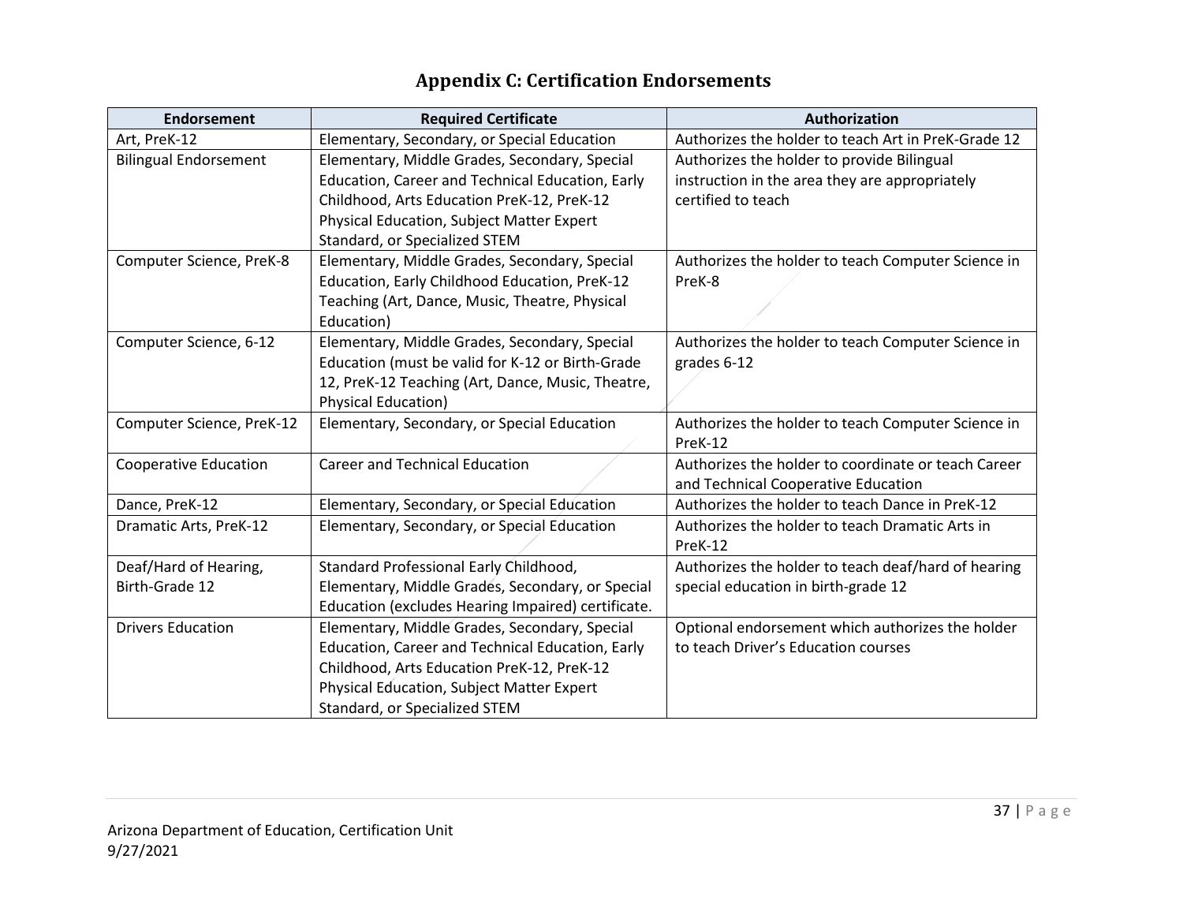# Appendix C: Certification Endorsements

| Endorsement | Required Certificate | Authorization |
| --- | --- | --- |
| Art, PreK-12 | Elementary, Secondary, or Special Education | Authorizes the holder to teach Art in PreK-Grade 12 |
| Bilingual Endorsement | Elementary, Middle Grades, Secondary, Special Education, Career and Technical Education, Early Childhood, Arts Education PreK-12, PreK-12 Physical Education, Subject Matter Expert Standard, or Specialized STEM | Authorizes the holder to provide Bilingual instruction in the area they are appropriately certified to teach |
| Computer Science, PreK-8 | Elementary, Middle Grades, Secondary, Special Education, Early Childhood Education, PreK-12 Teaching (Art, Dance, Music, Theatre, Physical Education) | Authorizes the holder to teach Computer Science in PreK-8 |
| Computer Science, 6-12 | Elementary, Middle Grades, Secondary, Special Education (must be valid for K-12 or Birth-Grade 12, PreK-12 Teaching (Art, Dance, Music, Theatre, Physical Education) | Authorizes the holder to teach Computer Science in grades 6-12 |
| Computer Science, PreK-12 | Elementary, Secondary, or Special Education | Authorizes the holder to teach Computer Science in PreK-12 |
| Cooperative Education | Career and Technical Education | Authorizes the holder to coordinate or teach Career and Technical Cooperative Education |
| Dance, PreK-12 | Elementary, Secondary, or Special Education | Authorizes the holder to teach Dance in PreK-12 |
| Dramatic Arts, PreK-12 | Elementary, Secondary, or Special Education | Authorizes the holder to teach Dramatic Arts in PreK-12 |
| Deaf/Hard of Hearing, Birth-Grade 12 | Standard Professional Early Childhood, Elementary, Middle Grades, Secondary, or Special Education (excludes Hearing Impaired) certificate. | Authorizes the holder to teach deaf/hard of hearing special education in birth-grade 12 |
| Drivers Education | Elementary, Middle Grades, Secondary, Special Education, Career and Technical Education, Early Childhood, Arts Education PreK-12, PreK-12 Physical Education, Subject Matter Expert Standard, or Specialized STEM | Optional endorsement which authorizes the holder to teach Driver's Education courses |

Arizona Department of Education, Certification Unit
9/27/2021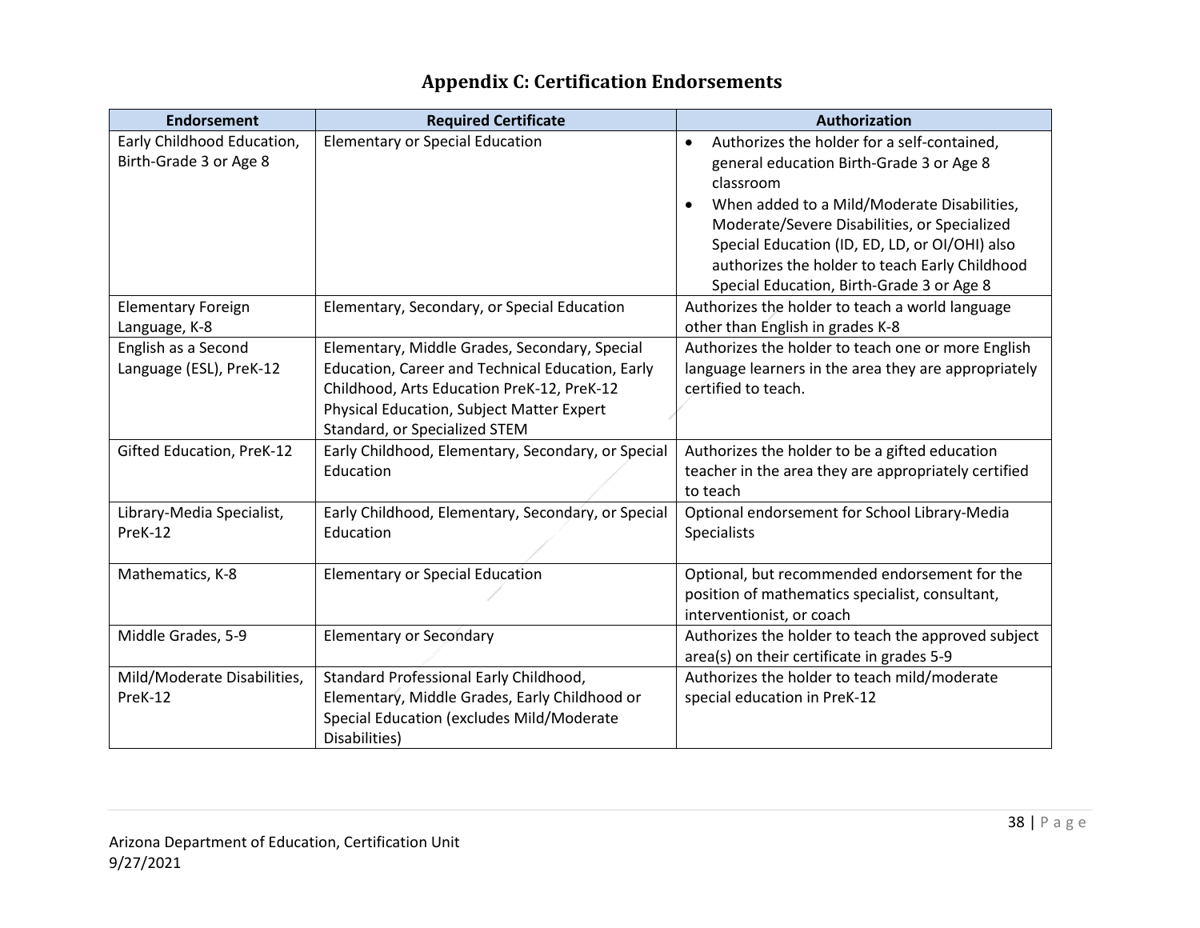# Appendix C: Certification Endorsements

| Endorsement | Required Certificate | Authorization |
| --- | --- | --- |
| Early Childhood Education, Birth-Grade 3 or Age 8 | Elementary or Special Education | • Authorizes the holder for a self-contained, general education Birth-Grade 3 or Age 8 classroom<br>• When added to a Mild/Moderate Disabilities, Moderate/Severe Disabilities, or Specialized Special Education (ID, ED, LD, or OI/OHI) also authorizes the holder to teach Early Childhood Special Education, Birth-Grade 3 or Age 8 |
| Elementary Foreign Language, K-8 | Elementary, Secondary, or Special Education | Authorizes the holder to teach a world language other than English in grades K-8 |
| English as a Second Language (ESL), PreK-12 | Elementary, Middle Grades, Secondary, Special Education, Career and Technical Education, Early Childhood, Arts Education PreK-12, PreK-12 Physical Education, Subject Matter Expert Standard, or Specialized STEM | Authorizes the holder to teach one or more English language learners in the area they are appropriately certified to teach. |
| Gifted Education, PreK-12 | Early Childhood, Elementary, Secondary, or Special Education | Authorizes the holder to be a gifted education teacher in the area they are appropriately certified to teach |
| Library-Media Specialist, PreK-12 | Early Childhood, Elementary, Secondary, or Special Education | Optional endorsement for School Library-Media Specialists |
| Mathematics, K-8 | Elementary or Special Education | Optional, but recommended endorsement for the position of mathematics specialist, consultant, interventionist, or coach |
| Middle Grades, 5-9 | Elementary or Secondary | Authorizes the holder to teach the approved subject area(s) on their certificate in grades 5-9 |
| Mild/Moderate Disabilities, PreK-12 | Standard Professional Early Childhood, Elementary, Middle Grades, Early Childhood or Special Education (excludes Mild/Moderate Disabilities) | Authorizes the holder to teach mild/moderate special education in PreK-12 |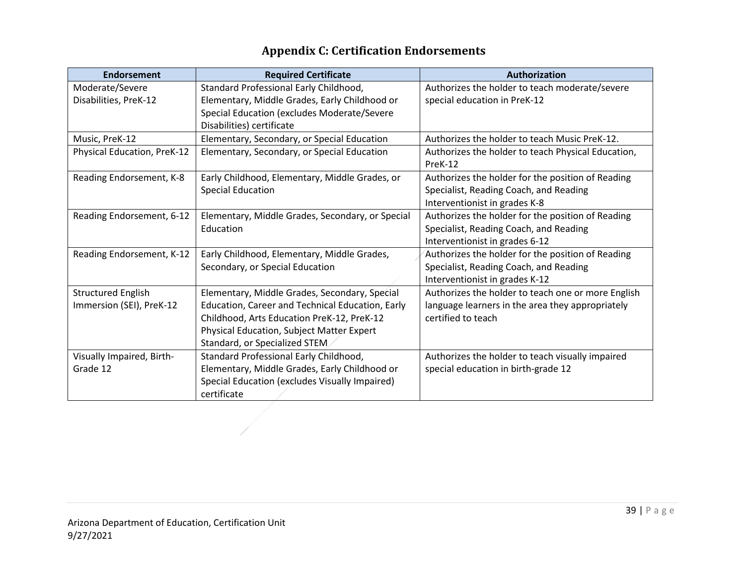## Appendix C: Certification Endorsements

| Endorsement | Required Certificate | Authorization |
|---|---|---|
| Moderate/Severe Disabilities, PreK-12 | Standard Professional Early Childhood, Elementary, Middle Grades, Early Childhood or Special Education (excludes Moderate/Severe Disabilities) certificate | Authorizes the holder to teach moderate/severe special education in PreK-12 |
| Music, PreK-12 | Elementary, Secondary, or Special Education | Authorizes the holder to teach Music PreK-12. |
| Physical Education, PreK-12 | Elementary, Secondary, or Special Education | Authorizes the holder to teach Physical Education, PreK-12 |
| Reading Endorsement, K-8 | Early Childhood, Elementary, Middle Grades, or Special Education | Authorizes the holder for the position of Reading Specialist, Reading Coach, and Reading Interventionist in grades K-8 |
| Reading Endorsement, 6-12 | Elementary, Middle Grades, Secondary, or Special Education | Authorizes the holder for the position of Reading Specialist, Reading Coach, and Reading Interventionist in grades 6-12 |
| Reading Endorsement, K-12 | Early Childhood, Elementary, Middle Grades, Secondary, or Special Education | Authorizes the holder for the position of Reading Specialist, Reading Coach, and Reading Interventionist in grades K-12 |
| Structured English Immersion (SEI), PreK-12 | Elementary, Middle Grades, Secondary, Special Education, Career and Technical Education, Early Childhood, Arts Education PreK-12, PreK-12 Physical Education, Subject Matter Expert Standard, or Specialized STEM | Authorizes the holder to teach one or more English language learners in the area they appropriately certified to teach |
| Visually Impaired, Birth-Grade 12 | Standard Professional Early Childhood, Elementary, Middle Grades, Early Childhood or Special Education (excludes Visually Impaired) certificate | Authorizes the holder to teach visually impaired special education in birth-grade 12 |

Arizona Department of Education, Certification Unit
9/27/2021